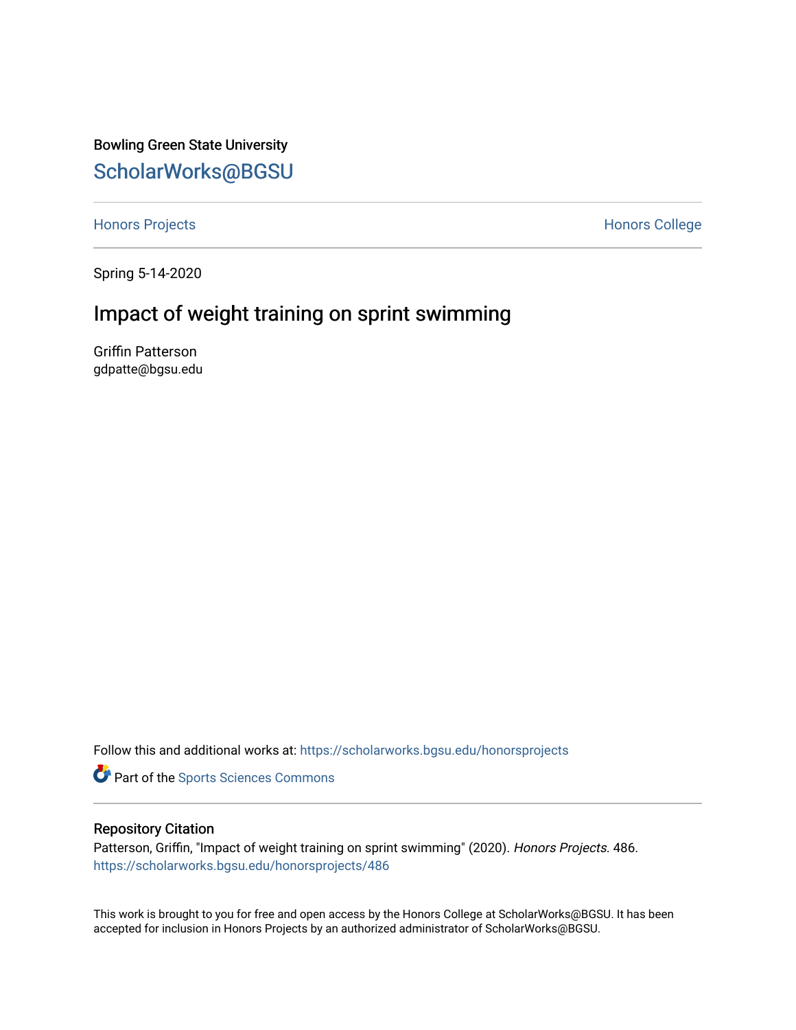Bowling Green State University

## ScholarWorks@BGSU

Honors Projects

Honors College

Spring 5-14-2020

# Impact of weight training on sprint swimming

Griffin Patterson
gdpatte@bgsu.edu

Follow this and additional works at: https://scholarworks.bgsu.edu/honorsprojects

Part of the Sports Sciences Commons

### Repository Citation

Patterson, Griffin, "Impact of weight training on sprint swimming" (2020). *Honors Projects*. 486.
https://scholarworks.bgsu.edu/honorsprojects/486

This work is brought to you for free and open access by the Honors College at ScholarWorks@BGSU. It has been accepted for inclusion in Honors Projects by an authorized administrator of ScholarWorks@BGSU.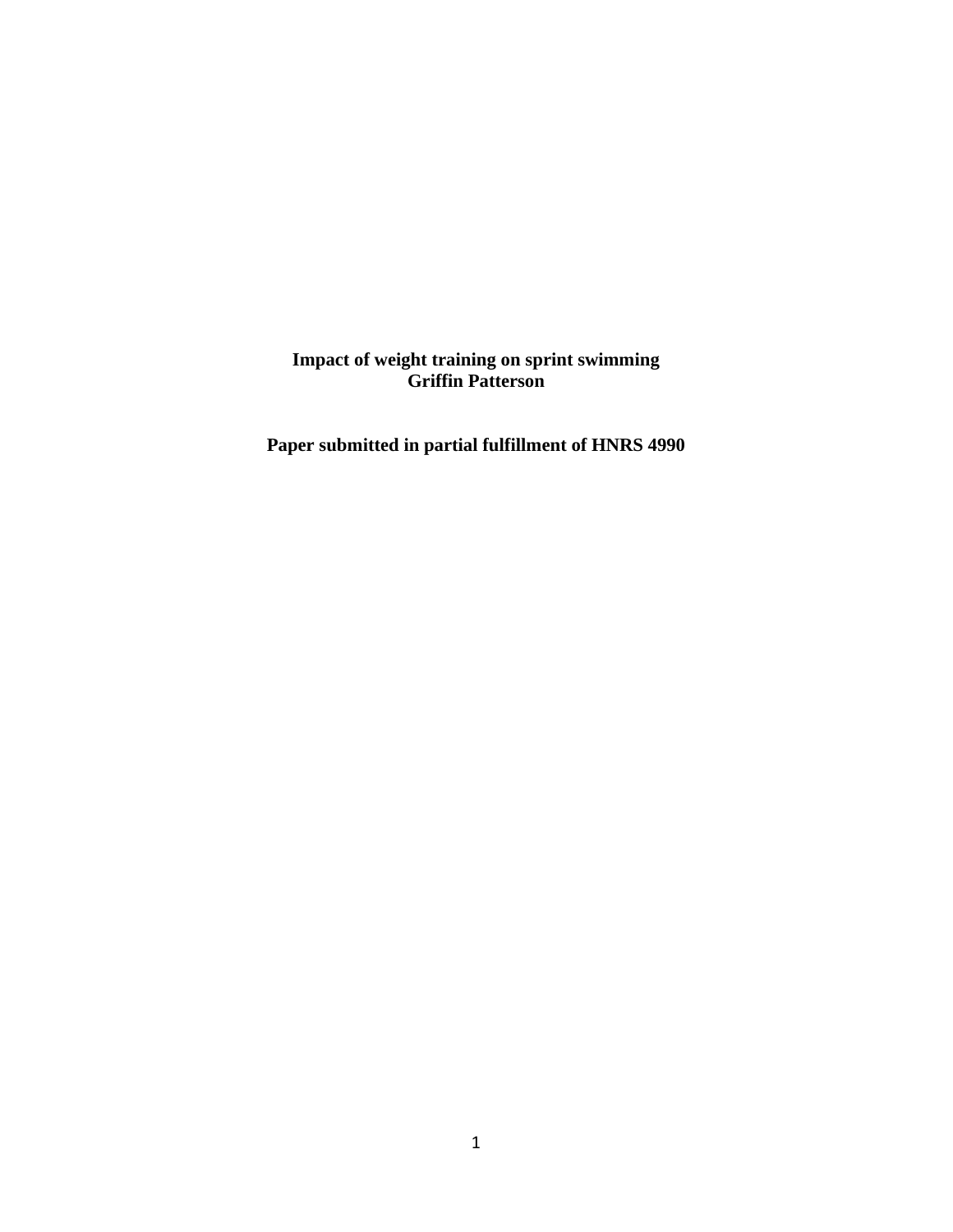**Impact of weight training on sprint swimming**
**Griffin Patterson**

**Paper submitted in partial fulfillment of HNRS 4990**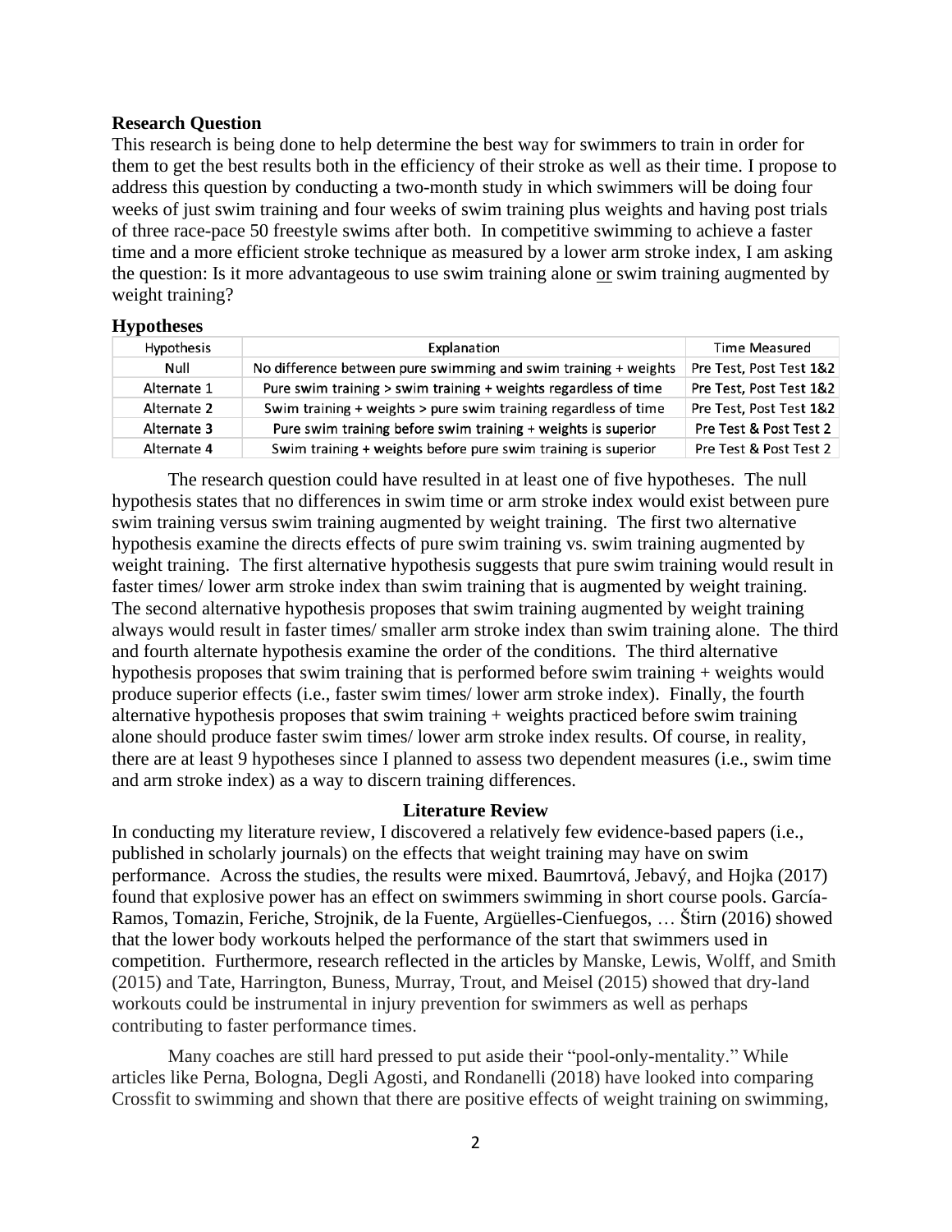**Research Question**

This research is being done to help determine the best way for swimmers to train in order for them to get the best results both in the efficiency of their stroke as well as their time. I propose to address this question by conducting a two-month study in which swimmers will be doing four weeks of just swim training and four weeks of swim training plus weights and having post trials of three race-pace 50 freestyle swims after both. In competitive swimming to achieve a faster time and a more efficient stroke technique as measured by a lower arm stroke index, I am asking the question: Is it more advantageous to use swim training alone or swim training augmented by weight training?

**Hypotheses**

| Hypothesis | Explanation | Time Measured |
|---|---|---|
| Null | No difference between pure swimming and swim training + weights | Pre Test, Post Test 1&2 |
| Alternate 1 | Pure swim training > swim training + weights regardless of time | Pre Test, Post Test 1&2 |
| Alternate 2 | Swim training + weights > pure swim training regardless of time | Pre Test, Post Test 1&2 |
| Alternate 3 | Pure swim training before swim training + weights is superior | Pre Test & Post Test 2 |
| Alternate 4 | Swim training + weights before pure swim training is superior | Pre Test & Post Test 2 |

The research question could have resulted in at least one of five hypotheses. The null hypothesis states that no differences in swim time or arm stroke index would exist between pure swim training versus swim training augmented by weight training. The first two alternative hypothesis examine the directs effects of pure swim training vs. swim training augmented by weight training. The first alternative hypothesis suggests that pure swim training would result in faster times/ lower arm stroke index than swim training that is augmented by weight training. The second alternative hypothesis proposes that swim training augmented by weight training always would result in faster times/ smaller arm stroke index than swim training alone. The third and fourth alternate hypothesis examine the order of the conditions. The third alternative hypothesis proposes that swim training that is performed before swim training + weights would produce superior effects (i.e., faster swim times/ lower arm stroke index). Finally, the fourth alternative hypothesis proposes that swim training + weights practiced before swim training alone should produce faster swim times/ lower arm stroke index results. Of course, in reality, there are at least 9 hypotheses since I planned to assess two dependent measures (i.e., swim time and arm stroke index) as a way to discern training differences.

**Literature Review**

In conducting my literature review, I discovered a relatively few evidence-based papers (i.e., published in scholarly journals) on the effects that weight training may have on swim performance. Across the studies, the results were mixed. Baumrtová, Jebavý, and Hojka (2017) found that explosive power has an effect on swimmers swimming in short course pools. García-Ramos, Tomazin, Feriche, Strojnik, de la Fuente, Argüelles-Cienfuegos, … Štirn (2016) showed that the lower body workouts helped the performance of the start that swimmers used in competition. Furthermore, research reflected in the articles by Manske, Lewis, Wolff, and Smith (2015) and Tate, Harrington, Buness, Murray, Trout, and Meisel (2015) showed that dry-land workouts could be instrumental in injury prevention for swimmers as well as perhaps contributing to faster performance times.

Many coaches are still hard pressed to put aside their "pool-only-mentality." While articles like Perna, Bologna, Degli Agosti, and Rondanelli (2018) have looked into comparing Crossfit to swimming and shown that there are positive effects of weight training on swimming,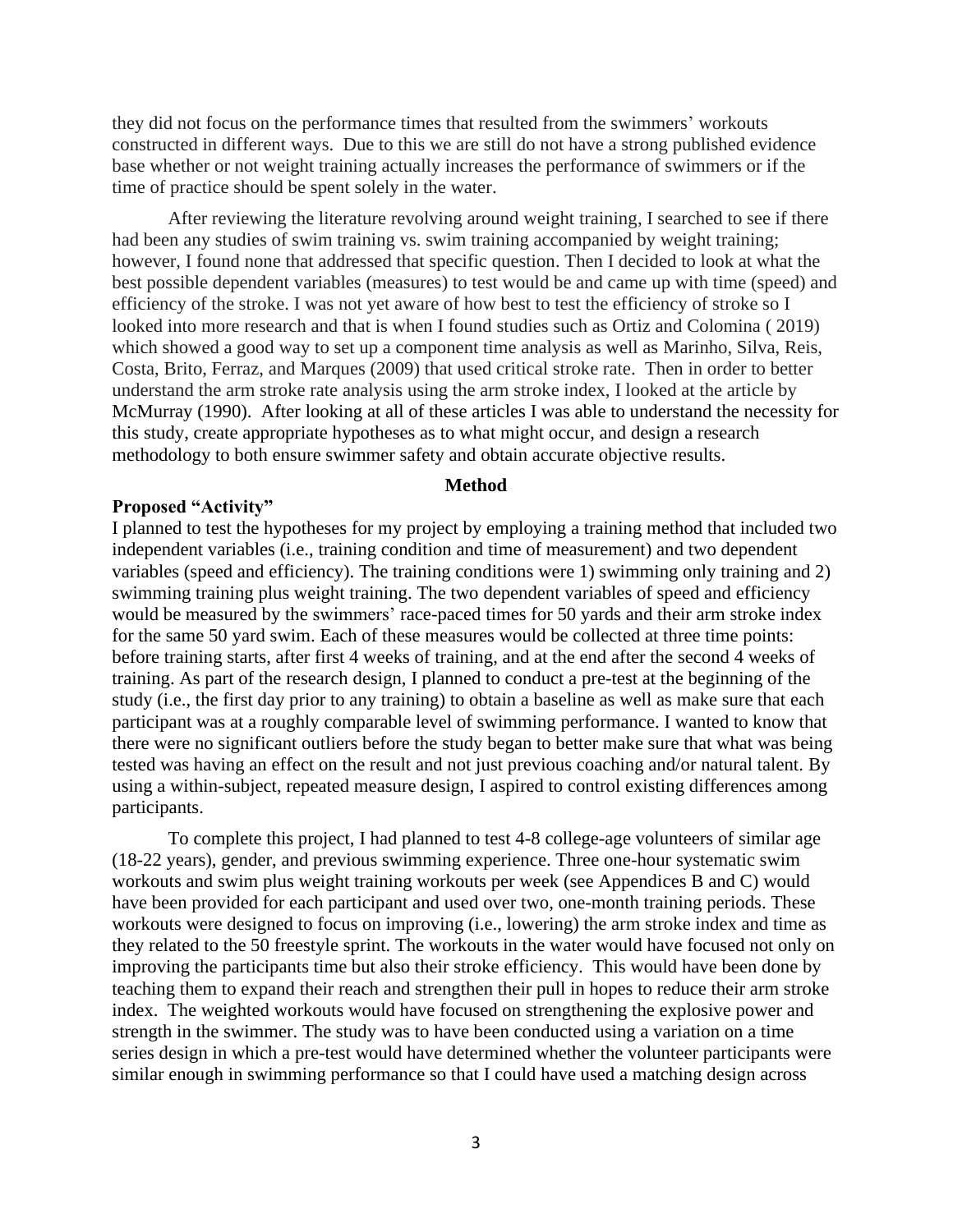they did not focus on the performance times that resulted from the swimmers' workouts constructed in different ways. Due to this we are still do not have a strong published evidence base whether or not weight training actually increases the performance of swimmers or if the time of practice should be spent solely in the water.

After reviewing the literature revolving around weight training, I searched to see if there had been any studies of swim training vs. swim training accompanied by weight training; however, I found none that addressed that specific question. Then I decided to look at what the best possible dependent variables (measures) to test would be and came up with time (speed) and efficiency of the stroke. I was not yet aware of how best to test the efficiency of stroke so I looked into more research and that is when I found studies such as Ortiz and Colomina ( 2019) which showed a good way to set up a component time analysis as well as Marinho, Silva, Reis, Costa, Brito, Ferraz, and Marques (2009) that used critical stroke rate. Then in order to better understand the arm stroke rate analysis using the arm stroke index, I looked at the article by McMurray (1990). After looking at all of these articles I was able to understand the necessity for this study, create appropriate hypotheses as to what might occur, and design a research methodology to both ensure swimmer safety and obtain accurate objective results.

## Method

### Proposed "Activity"

I planned to test the hypotheses for my project by employing a training method that included two independent variables (i.e., training condition and time of measurement) and two dependent variables (speed and efficiency). The training conditions were 1) swimming only training and 2) swimming training plus weight training. The two dependent variables of speed and efficiency would be measured by the swimmers' race-paced times for 50 yards and their arm stroke index for the same 50 yard swim. Each of these measures would be collected at three time points: before training starts, after first 4 weeks of training, and at the end after the second 4 weeks of training. As part of the research design, I planned to conduct a pre-test at the beginning of the study (i.e., the first day prior to any training) to obtain a baseline as well as make sure that each participant was at a roughly comparable level of swimming performance. I wanted to know that there were no significant outliers before the study began to better make sure that what was being tested was having an effect on the result and not just previous coaching and/or natural talent. By using a within-subject, repeated measure design, I aspired to control existing differences among participants.

To complete this project, I had planned to test 4-8 college-age volunteers of similar age (18-22 years), gender, and previous swimming experience. Three one-hour systematic swim workouts and swim plus weight training workouts per week (see Appendices B and C) would have been provided for each participant and used over two, one-month training periods. These workouts were designed to focus on improving (i.e., lowering) the arm stroke index and time as they related to the 50 freestyle sprint. The workouts in the water would have focused not only on improving the participants time but also their stroke efficiency. This would have been done by teaching them to expand their reach and strengthen their pull in hopes to reduce their arm stroke index. The weighted workouts would have focused on strengthening the explosive power and strength in the swimmer. The study was to have been conducted using a variation on a time series design in which a pre-test would have determined whether the volunteer participants were similar enough in swimming performance so that I could have used a matching design across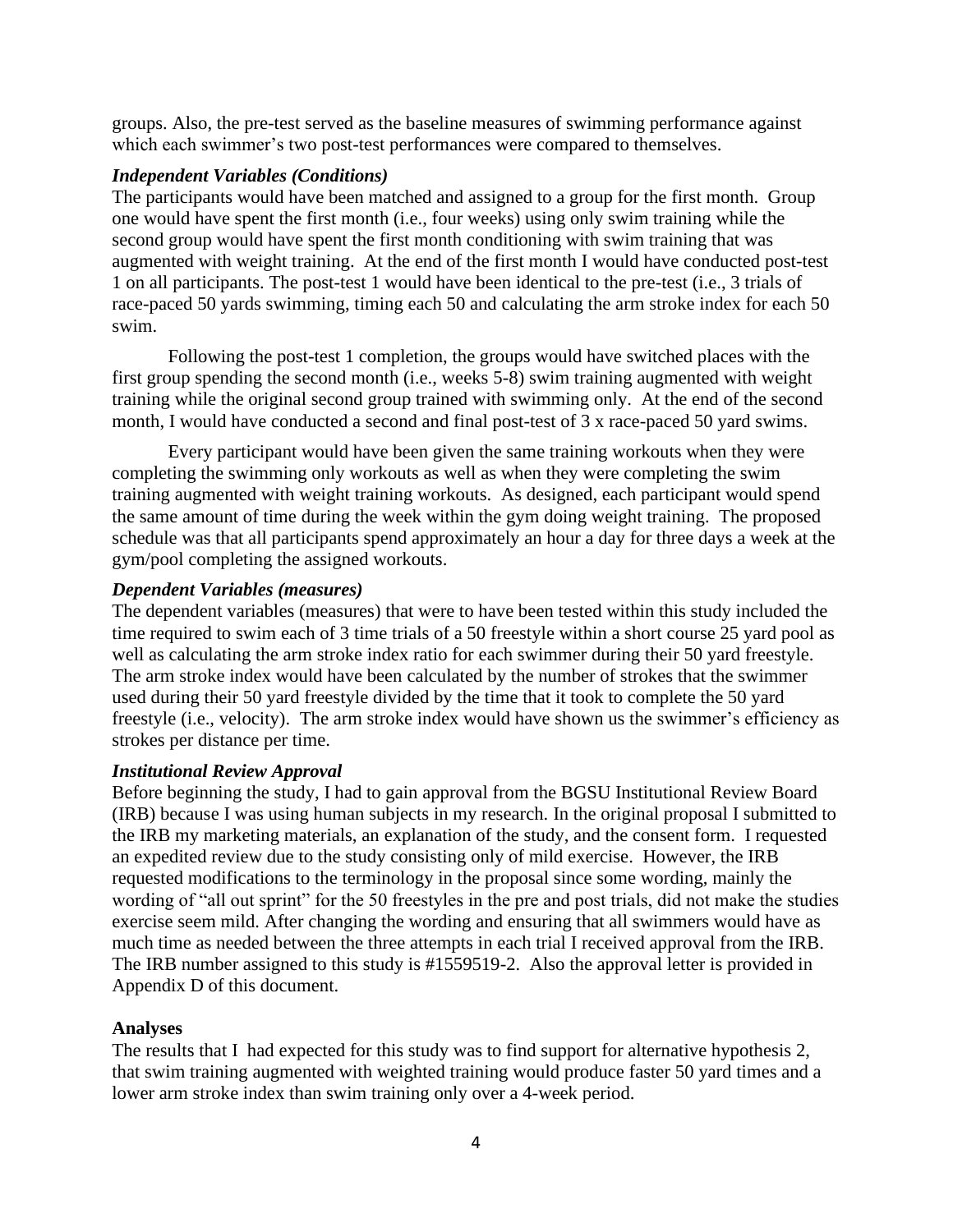groups. Also, the pre-test served as the baseline measures of swimming performance against which each swimmer's two post-test performances were compared to themselves.

### *Independent Variables (Conditions)*

The participants would have been matched and assigned to a group for the first month. Group one would have spent the first month (i.e., four weeks) using only swim training while the second group would have spent the first month conditioning with swim training that was augmented with weight training. At the end of the first month I would have conducted post-test 1 on all participants. The post-test 1 would have been identical to the pre-test (i.e., 3 trials of race-paced 50 yards swimming, timing each 50 and calculating the arm stroke index for each 50 swim.

Following the post-test 1 completion, the groups would have switched places with the first group spending the second month (i.e., weeks 5-8) swim training augmented with weight training while the original second group trained with swimming only. At the end of the second month, I would have conducted a second and final post-test of 3 x race-paced 50 yard swims.

Every participant would have been given the same training workouts when they were completing the swimming only workouts as well as when they were completing the swim training augmented with weight training workouts. As designed, each participant would spend the same amount of time during the week within the gym doing weight training. The proposed schedule was that all participants spend approximately an hour a day for three days a week at the gym/pool completing the assigned workouts.

### *Dependent Variables (measures)*

The dependent variables (measures) that were to have been tested within this study included the time required to swim each of 3 time trials of a 50 freestyle within a short course 25 yard pool as well as calculating the arm stroke index ratio for each swimmer during their 50 yard freestyle. The arm stroke index would have been calculated by the number of strokes that the swimmer used during their 50 yard freestyle divided by the time that it took to complete the 50 yard freestyle (i.e., velocity). The arm stroke index would have shown us the swimmer's efficiency as strokes per distance per time.

### *Institutional Review Approval*

Before beginning the study, I had to gain approval from the BGSU Institutional Review Board (IRB) because I was using human subjects in my research. In the original proposal I submitted to the IRB my marketing materials, an explanation of the study, and the consent form. I requested an expedited review due to the study consisting only of mild exercise. However, the IRB requested modifications to the terminology in the proposal since some wording, mainly the wording of "all out sprint" for the 50 freestyles in the pre and post trials, did not make the studies exercise seem mild. After changing the wording and ensuring that all swimmers would have as much time as needed between the three attempts in each trial I received approval from the IRB. The IRB number assigned to this study is #1559519-2. Also the approval letter is provided in Appendix D of this document.

## Analyses

The results that I had expected for this study was to find support for alternative hypothesis 2, that swim training augmented with weighted training would produce faster 50 yard times and a lower arm stroke index than swim training only over a 4-week period.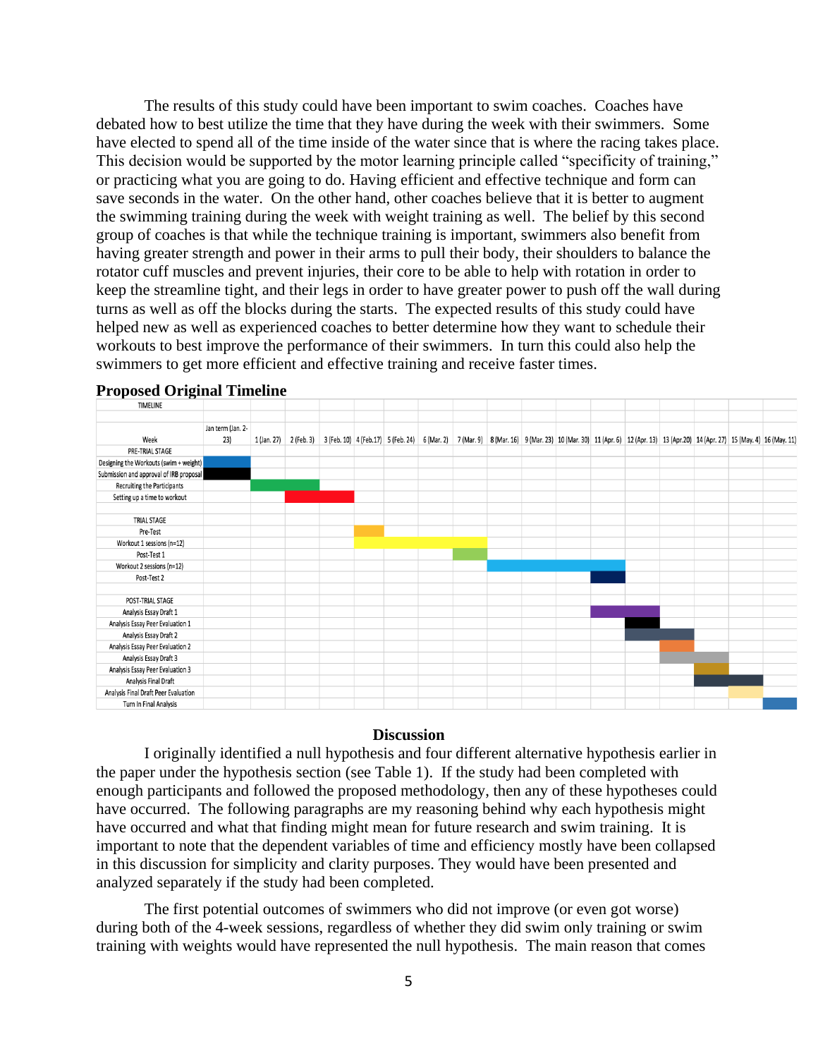The results of this study could have been important to swim coaches. Coaches have debated how to best utilize the time that they have during the week with their swimmers. Some have elected to spend all of the time inside of the water since that is where the racing takes place. This decision would be supported by the motor learning principle called "specificity of training," or practicing what you are going to do. Having efficient and effective technique and form can save seconds in the water. On the other hand, other coaches believe that it is better to augment the swimming training during the week with weight training as well. The belief by this second group of coaches is that while the technique training is important, swimmers also benefit from having greater strength and power in their arms to pull their body, their shoulders to balance the rotator cuff muscles and prevent injuries, their core to be able to help with rotation in order to keep the streamline tight, and their legs in order to have greater power to push off the wall during turns as well as off the blocks during the starts. The expected results of this study could have helped new as well as experienced coaches to better determine how they want to schedule their workouts to best improve the performance of their swimmers. In turn this could also help the swimmers to get more efficient and effective training and receive faster times.

**Proposed Original Timeline**

TIMELINE

| Week | Jan term (Jan. 2-23) | 1 (Jan. 27) | 2 (Feb. 3) | 3 (Feb. 10) | 4 (Feb.17) | 5 (Feb. 24) | 6 (Mar. 2) | 7 (Mar. 9) | 8 (Mar. 16) | 9 (Mar. 23) | 10 (Mar. 30) | 11 (Apr. 6) | 12 (Apr. 13) | 13 (Apr.20) | 14 (Apr. 27) | 15 (May. 4) | 16 (May. 11) |
|---|---|---|---|---|---|---|---|---|---|---|---|---|---|---|---|---|---|
| PRE-TRIAL STAGE | | | | | | | | | | | | | | | | | |
| Designing the Workouts (swim + weight) | X | | | | | | | | | | | | | | | | |
| Submission and approval of IRB proposal | X | | | | | | | | | | | | | | | | |
| Recruiting the Participants | | X | X | | | | | | | | | | | | | | |
| Setting up a time to workout | | | X | X | | | | | | | | | | | | | |
| TRIAL STAGE | | | | | | | | | | | | | | | | | |
| Pre-Test | | | | | X | | | | | | | | | | | | |
| Workout 1 sessions (n=12) | | | | | X | X | X | X | | | | | | | | | |
| Post-Test 1 | | | | | | | | X | | | | | | | | | |
| Workout 2 sessions (n=12) | | | | | | | | | X | X | X | X | | | | | |
| Post-Test 2 | | | | | | | | | | | | X | | | | | |
| POST-TRIAL STAGE | | | | | | | | | | | | | | | | | |
| Analysis Essay Draft 1 | | | | | | | | | | | | X | X | | | | |
| Analysis Essay Peer Evaluation 1 | | | | | | | | | | | | | X | | | | |
| Analysis Essay Draft 2 | | | | | | | | | | | | | X | X | | | |
| Analysis Essay Peer Evaluation 2 | | | | | | | | | | | | | | X | | | |
| Analysis Essay Draft 3 | | | | | | | | | | | | | | X | X | | |
| Analysis Essay Peer Evaluation 3 | | | | | | | | | | | | | | | X | | |
| Analysis Final Draft | | | | | | | | | | | | | | | X | X | |
| Analysis Final Draft Peer Evaluation | | | | | | | | | | | | | | | | X | |
| Turn In Final Analysis | | | | | | | | | | | | | | | | | X |

## Discussion

I originally identified a null hypothesis and four different alternative hypothesis earlier in the paper under the hypothesis section (see Table 1). If the study had been completed with enough participants and followed the proposed methodology, then any of these hypotheses could have occurred. The following paragraphs are my reasoning behind why each hypothesis might have occurred and what that finding might mean for future research and swim training. It is important to note that the dependent variables of time and efficiency mostly have been collapsed in this discussion for simplicity and clarity purposes. They would have been presented and analyzed separately if the study had been completed.

The first potential outcomes of swimmers who did not improve (or even got worse) during both of the 4-week sessions, regardless of whether they did swim only training or swim training with weights would have represented the null hypothesis. The main reason that comes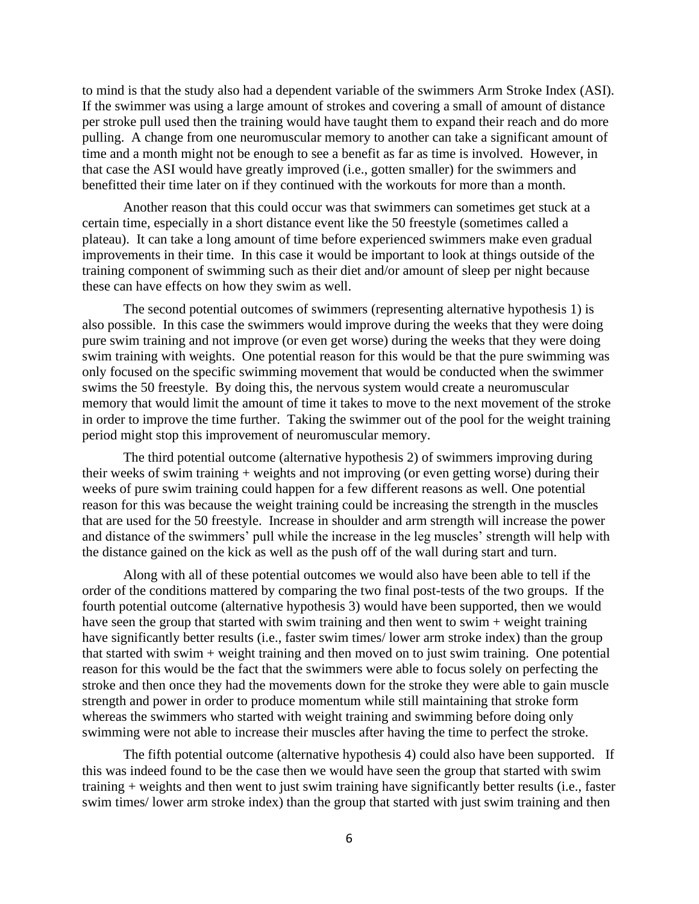to mind is that the study also had a dependent variable of the swimmers Arm Stroke Index (ASI). If the swimmer was using a large amount of strokes and covering a small of amount of distance per stroke pull used then the training would have taught them to expand their reach and do more pulling. A change from one neuromuscular memory to another can take a significant amount of time and a month might not be enough to see a benefit as far as time is involved. However, in that case the ASI would have greatly improved (i.e., gotten smaller) for the swimmers and benefitted their time later on if they continued with the workouts for more than a month.

Another reason that this could occur was that swimmers can sometimes get stuck at a certain time, especially in a short distance event like the 50 freestyle (sometimes called a plateau). It can take a long amount of time before experienced swimmers make even gradual improvements in their time. In this case it would be important to look at things outside of the training component of swimming such as their diet and/or amount of sleep per night because these can have effects on how they swim as well.

The second potential outcomes of swimmers (representing alternative hypothesis 1) is also possible. In this case the swimmers would improve during the weeks that they were doing pure swim training and not improve (or even get worse) during the weeks that they were doing swim training with weights. One potential reason for this would be that the pure swimming was only focused on the specific swimming movement that would be conducted when the swimmer swims the 50 freestyle. By doing this, the nervous system would create a neuromuscular memory that would limit the amount of time it takes to move to the next movement of the stroke in order to improve the time further. Taking the swimmer out of the pool for the weight training period might stop this improvement of neuromuscular memory.

The third potential outcome (alternative hypothesis 2) of swimmers improving during their weeks of swim training + weights and not improving (or even getting worse) during their weeks of pure swim training could happen for a few different reasons as well. One potential reason for this was because the weight training could be increasing the strength in the muscles that are used for the 50 freestyle. Increase in shoulder and arm strength will increase the power and distance of the swimmers' pull while the increase in the leg muscles' strength will help with the distance gained on the kick as well as the push off of the wall during start and turn.

Along with all of these potential outcomes we would also have been able to tell if the order of the conditions mattered by comparing the two final post-tests of the two groups. If the fourth potential outcome (alternative hypothesis 3) would have been supported, then we would have seen the group that started with swim training and then went to swim + weight training have significantly better results (i.e., faster swim times/ lower arm stroke index) than the group that started with swim + weight training and then moved on to just swim training. One potential reason for this would be the fact that the swimmers were able to focus solely on perfecting the stroke and then once they had the movements down for the stroke they were able to gain muscle strength and power in order to produce momentum while still maintaining that stroke form whereas the swimmers who started with weight training and swimming before doing only swimming were not able to increase their muscles after having the time to perfect the stroke.

The fifth potential outcome (alternative hypothesis 4) could also have been supported. If this was indeed found to be the case then we would have seen the group that started with swim training + weights and then went to just swim training have significantly better results (i.e., faster swim times/ lower arm stroke index) than the group that started with just swim training and then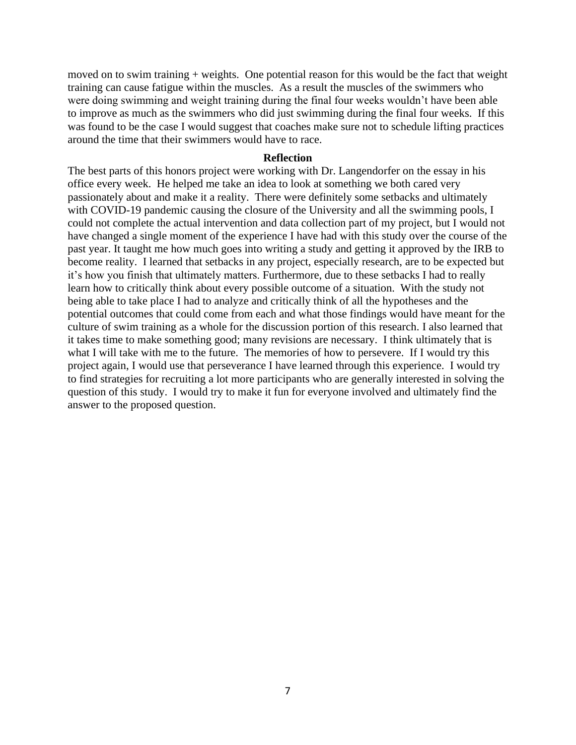moved on to swim training + weights. One potential reason for this would be the fact that weight training can cause fatigue within the muscles. As a result the muscles of the swimmers who were doing swimming and weight training during the final four weeks wouldn't have been able to improve as much as the swimmers who did just swimming during the final four weeks. If this was found to be the case I would suggest that coaches make sure not to schedule lifting practices around the time that their swimmers would have to race.

## Reflection

The best parts of this honors project were working with Dr. Langendorfer on the essay in his office every week. He helped me take an idea to look at something we both cared very passionately about and make it a reality. There were definitely some setbacks and ultimately with COVID-19 pandemic causing the closure of the University and all the swimming pools, I could not complete the actual intervention and data collection part of my project, but I would not have changed a single moment of the experience I have had with this study over the course of the past year. It taught me how much goes into writing a study and getting it approved by the IRB to become reality. I learned that setbacks in any project, especially research, are to be expected but it's how you finish that ultimately matters. Furthermore, due to these setbacks I had to really learn how to critically think about every possible outcome of a situation. With the study not being able to take place I had to analyze and critically think of all the hypotheses and the potential outcomes that could come from each and what those findings would have meant for the culture of swim training as a whole for the discussion portion of this research. I also learned that it takes time to make something good; many revisions are necessary. I think ultimately that is what I will take with me to the future. The memories of how to persevere. If I would try this project again, I would use that perseverance I have learned through this experience. I would try to find strategies for recruiting a lot more participants who are generally interested in solving the question of this study. I would try to make it fun for everyone involved and ultimately find the answer to the proposed question.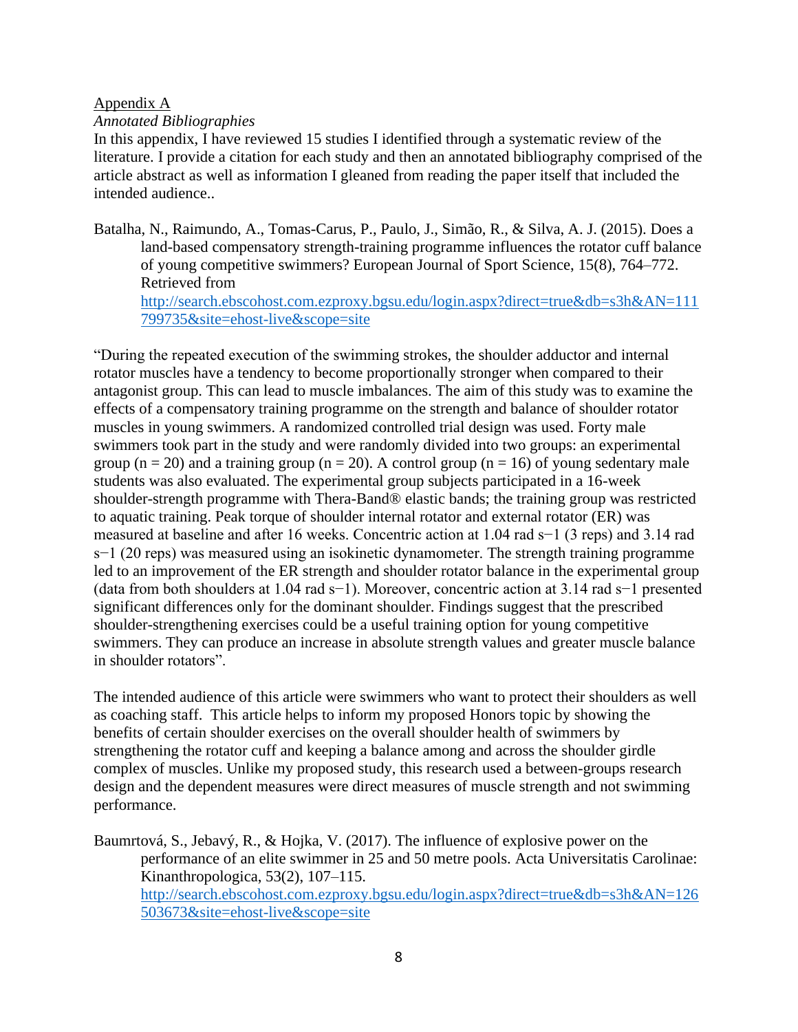Appendix A

*Annotated Bibliographies*

In this appendix, I have reviewed 15 studies I identified through a systematic review of the literature. I provide a citation for each study and then an annotated bibliography comprised of the article abstract as well as information I gleaned from reading the paper itself that included the intended audience..

Batalha, N., Raimundo, A., Tomas-Carus, P., Paulo, J., Simão, R., & Silva, A. J. (2015). Does a land-based compensatory strength-training programme influences the rotator cuff balance of young competitive swimmers? European Journal of Sport Science, 15(8), 764–772. Retrieved from [http://search.ebscohost.com.ezproxy.bgsu.edu/login.aspx?direct=true&db=s3h&AN=111799735&site=ehost-live&scope=site](http://search.ebscohost.com.ezproxy.bgsu.edu/login.aspx?direct=true&db=s3h&AN=111799735&site=ehost-live&scope=site)

"During the repeated execution of the swimming strokes, the shoulder adductor and internal rotator muscles have a tendency to become proportionally stronger when compared to their antagonist group. This can lead to muscle imbalances. The aim of this study was to examine the effects of a compensatory training programme on the strength and balance of shoulder rotator muscles in young swimmers. A randomized controlled trial design was used. Forty male swimmers took part in the study and were randomly divided into two groups: an experimental group ($n = 20$) and a training group ($n = 20$). A control group ($n = 16$) of young sedentary male students was also evaluated. The experimental group subjects participated in a 16-week shoulder-strength programme with Thera-Band® elastic bands; the training group was restricted to aquatic training. Peak torque of shoulder internal rotator and external rotator (ER) was measured at baseline and after 16 weeks. Concentric action at 1.04 rad $s^{-1}$ (3 reps) and 3.14 rad $s^{-1}$ (20 reps) was measured using an isokinetic dynamometer. The strength training programme led to an improvement of the ER strength and shoulder rotator balance in the experimental group (data from both shoulders at 1.04 rad $s^{-1}$). Moreover, concentric action at 3.14 rad $s^{-1}$ presented significant differences only for the dominant shoulder. Findings suggest that the prescribed shoulder-strengthening exercises could be a useful training option for young competitive swimmers. They can produce an increase in absolute strength values and greater muscle balance in shoulder rotators".

The intended audience of this article were swimmers who want to protect their shoulders as well as coaching staff. This article helps to inform my proposed Honors topic by showing the benefits of certain shoulder exercises on the overall shoulder health of swimmers by strengthening the rotator cuff and keeping a balance among and across the shoulder girdle complex of muscles. Unlike my proposed study, this research used a between-groups research design and the dependent measures were direct measures of muscle strength and not swimming performance.

Baumrtová, S., Jebavý, R., & Hojka, V. (2017). The influence of explosive power on the performance of an elite swimmer in 25 and 50 metre pools. Acta Universitatis Carolinae: Kinanthropologica, 53(2), 107–115. [http://search.ebscohost.com.ezproxy.bgsu.edu/login.aspx?direct=true&db=s3h&AN=126503673&site=ehost-live&scope=site](http://search.ebscohost.com.ezproxy.bgsu.edu/login.aspx?direct=true&db=s3h&AN=126503673&site=ehost-live&scope=site)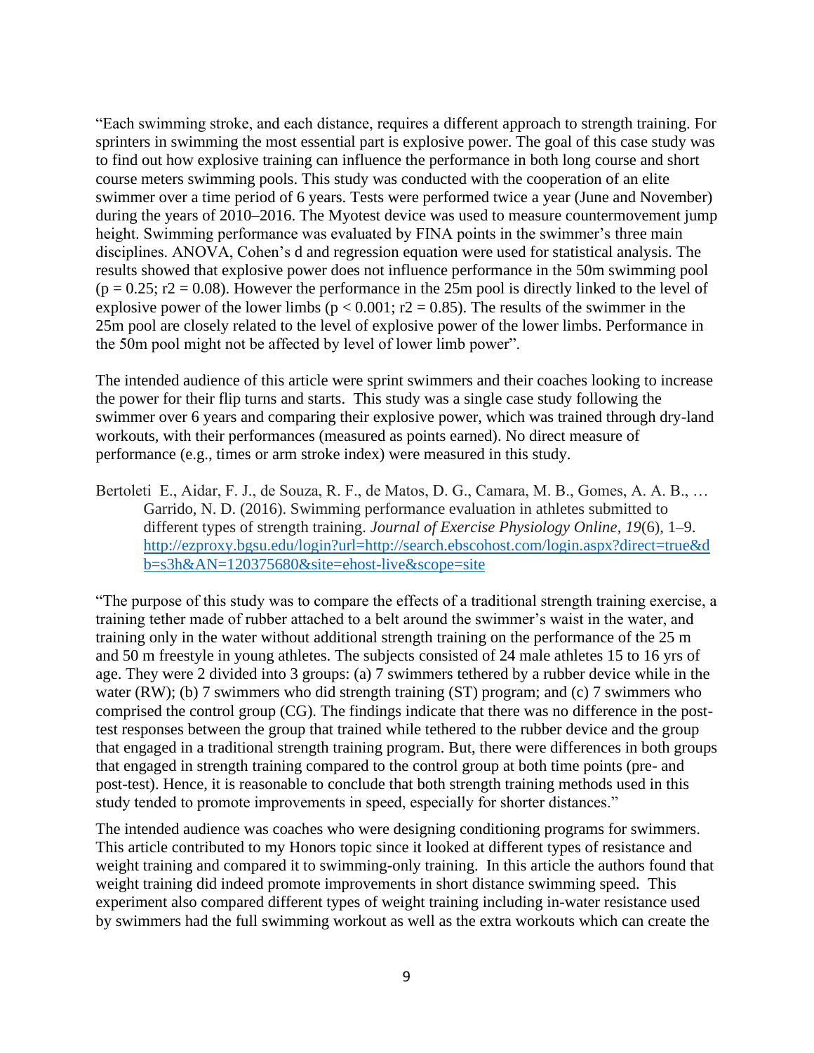"Each swimming stroke, and each distance, requires a different approach to strength training. For sprinters in swimming the most essential part is explosive power. The goal of this case study was to find out how explosive training can influence the performance in both long course and short course meters swimming pools. This study was conducted with the cooperation of an elite swimmer over a time period of 6 years. Tests were performed twice a year (June and November) during the years of 2010–2016. The Myotest device was used to measure countermovement jump height. Swimming performance was evaluated by FINA points in the swimmer's three main disciplines. ANOVA, Cohen's d and regression equation were used for statistical analysis. The results showed that explosive power does not influence performance in the 50m swimming pool ($p = 0.25$; $r2 = 0.08$). However the performance in the 25m pool is directly linked to the level of explosive power of the lower limbs ($p < 0.001$; $r2 = 0.85$). The results of the swimmer in the 25m pool are closely related to the level of explosive power of the lower limbs. Performance in the 50m pool might not be affected by level of lower limb power".

The intended audience of this article were sprint swimmers and their coaches looking to increase the power for their flip turns and starts. This study was a single case study following the swimmer over 6 years and comparing their explosive power, which was trained through dry-land workouts, with their performances (measured as points earned). No direct measure of performance (e.g., times or arm stroke index) were measured in this study.

Bertoleti E., Aidar, F. J., de Souza, R. F., de Matos, D. G., Camara, M. B., Gomes, A. A. B., … Garrido, N. D. (2016). Swimming performance evaluation in athletes submitted to different types of strength training. *Journal of Exercise Physiology Online*, *19*(6), 1–9. http://ezproxy.bgsu.edu/login?url=http://search.ebscohost.com/login.aspx?direct=true&db=s3h&AN=120375680&site=ehost-live&scope=site

"The purpose of this study was to compare the effects of a traditional strength training exercise, a training tether made of rubber attached to a belt around the swimmer's waist in the water, and training only in the water without additional strength training on the performance of the 25 m and 50 m freestyle in young athletes. The subjects consisted of 24 male athletes 15 to 16 yrs of age. They were 2 divided into 3 groups: (a) 7 swimmers tethered by a rubber device while in the water (RW); (b) 7 swimmers who did strength training (ST) program; and (c) 7 swimmers who comprised the control group (CG). The findings indicate that there was no difference in the post-test responses between the group that trained while tethered to the rubber device and the group that engaged in a traditional strength training program. But, there were differences in both groups that engaged in strength training compared to the control group at both time points (pre- and post-test). Hence, it is reasonable to conclude that both strength training methods used in this study tended to promote improvements in speed, especially for shorter distances."

The intended audience was coaches who were designing conditioning programs for swimmers. This article contributed to my Honors topic since it looked at different types of resistance and weight training and compared it to swimming-only training. In this article the authors found that weight training did indeed promote improvements in short distance swimming speed. This experiment also compared different types of weight training including in-water resistance used by swimmers had the full swimming workout as well as the extra workouts which can create the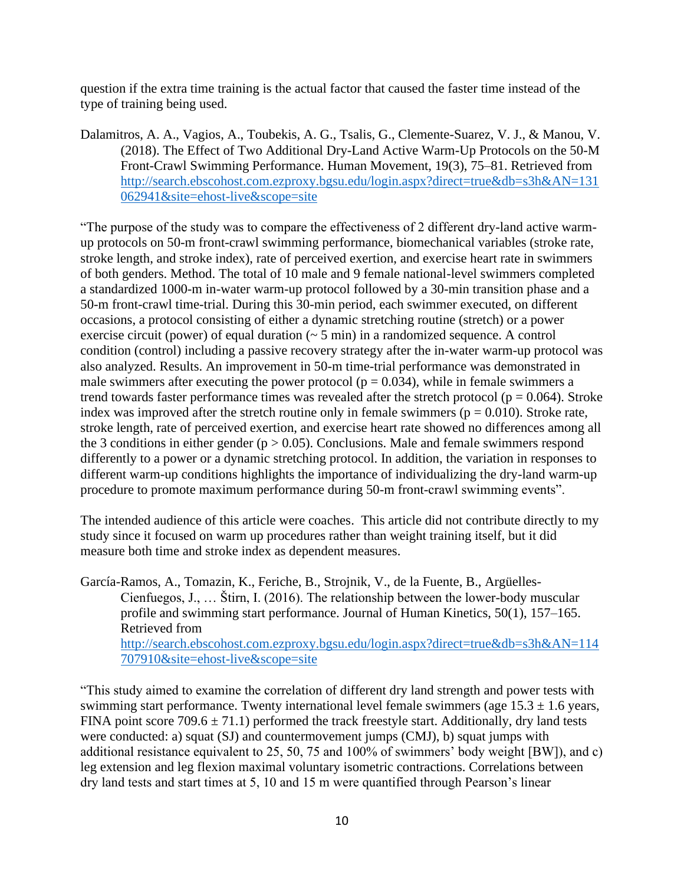question if the extra time training is the actual factor that caused the faster time instead of the type of training being used.

Dalamitros, A. A., Vagios, A., Toubekis, A. G., Tsalis, G., Clemente-Suarez, V. J., & Manou, V. (2018). The Effect of Two Additional Dry-Land Active Warm-Up Protocols on the 50-M Front-Crawl Swimming Performance. Human Movement, 19(3), 75–81. Retrieved from http://search.ebscohost.com.ezproxy.bgsu.edu/login.aspx?direct=true&db=s3h&AN=131062941&site=ehost-live&scope=site

"The purpose of the study was to compare the effectiveness of 2 different dry-land active warm-up protocols on 50-m front-crawl swimming performance, biomechanical variables (stroke rate, stroke length, and stroke index), rate of perceived exertion, and exercise heart rate in swimmers of both genders. Method. The total of 10 male and 9 female national-level swimmers completed a standardized 1000-m in-water warm-up protocol followed by a 30-min transition phase and a 50-m front-crawl time-trial. During this 30-min period, each swimmer executed, on different occasions, a protocol consisting of either a dynamic stretching routine (stretch) or a power exercise circuit (power) of equal duration (~ 5 min) in a randomized sequence. A control condition (control) including a passive recovery strategy after the in-water warm-up protocol was also analyzed. Results. An improvement in 50-m time-trial performance was demonstrated in male swimmers after executing the power protocol ($p = 0.034$), while in female swimmers a trend towards faster performance times was revealed after the stretch protocol ($p = 0.064$). Stroke index was improved after the stretch routine only in female swimmers ($p = 0.010$). Stroke rate, stroke length, rate of perceived exertion, and exercise heart rate showed no differences among all the 3 conditions in either gender ($p > 0.05$). Conclusions. Male and female swimmers respond differently to a power or a dynamic stretching protocol. In addition, the variation in responses to different warm-up conditions highlights the importance of individualizing the dry-land warm-up procedure to promote maximum performance during 50-m front-crawl swimming events".

The intended audience of this article were coaches. This article did not contribute directly to my study since it focused on warm up procedures rather than weight training itself, but it did measure both time and stroke index as dependent measures.

García-Ramos, A., Tomazin, K., Feriche, B., Strojnik, V., de la Fuente, B., Argüelles-Cienfuegos, J., … Štirn, I. (2016). The relationship between the lower-body muscular profile and swimming start performance. Journal of Human Kinetics, 50(1), 157–165. Retrieved from http://search.ebscohost.com.ezproxy.bgsu.edu/login.aspx?direct=true&db=s3h&AN=114707910&site=ehost-live&scope=site

"This study aimed to examine the correlation of different dry land strength and power tests with swimming start performance. Twenty international level female swimmers (age $15.3 \pm 1.6$ years, FINA point score $709.6 \pm 71.1$) performed the track freestyle start. Additionally, dry land tests were conducted: a) squat (SJ) and countermovement jumps (CMJ), b) squat jumps with additional resistance equivalent to 25, 50, 75 and 100% of swimmers' body weight [BW]), and c) leg extension and leg flexion maximal voluntary isometric contractions. Correlations between dry land tests and start times at 5, 10 and 15 m were quantified through Pearson's linear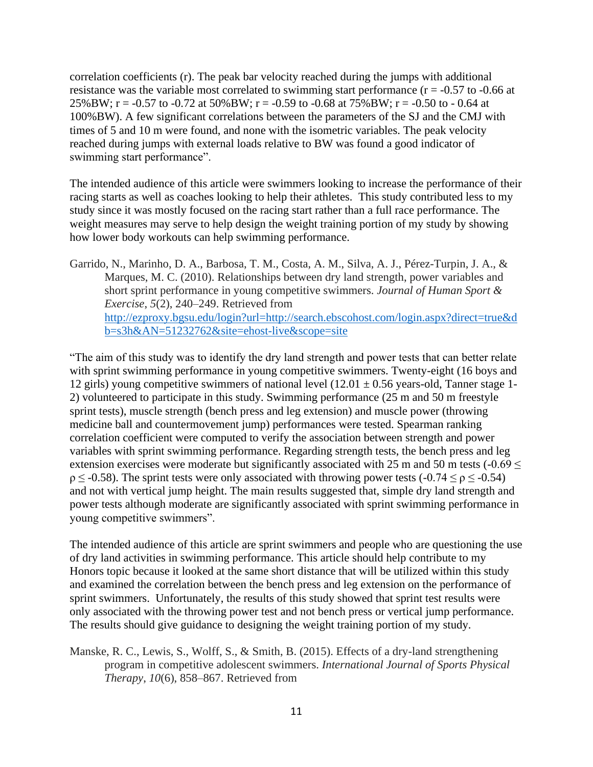correlation coefficients (r). The peak bar velocity reached during the jumps with additional resistance was the variable most correlated to swimming start performance ($r = -0.57$ to $-0.66$ at 25%BW; $r = -0.57$ to $-0.72$ at 50%BW; $r = -0.59$ to $-0.68$ at 75%BW; $r = -0.50$ to $-0.64$ at 100%BW). A few significant correlations between the parameters of the SJ and the CMJ with times of 5 and 10 m were found, and none with the isometric variables. The peak velocity reached during jumps with external loads relative to BW was found a good indicator of swimming start performance".

The intended audience of this article were swimmers looking to increase the performance of their racing starts as well as coaches looking to help their athletes. This study contributed less to my study since it was mostly focused on the racing start rather than a full race performance. The weight measures may serve to help design the weight training portion of my study by showing how lower body workouts can help swimming performance.

Garrido, N., Marinho, D. A., Barbosa, T. M., Costa, A. M., Silva, A. J., Pérez-Turpin, J. A., & Marques, M. C. (2010). Relationships between dry land strength, power variables and short sprint performance in young competitive swimmers. *Journal of Human Sport & Exercise*, *5*(2), 240–249. Retrieved from http://ezproxy.bgsu.edu/login?url=http://search.ebscohost.com/login.aspx?direct=true&db=s3h&AN=51232762&site=ehost-live&scope=site

"The aim of this study was to identify the dry land strength and power tests that can better relate with sprint swimming performance in young competitive swimmers. Twenty-eight (16 boys and 12 girls) young competitive swimmers of national level ($12.01 \pm 0.56$ years-old, Tanner stage 1-2) volunteered to participate in this study. Swimming performance (25 m and 50 m freestyle sprint tests), muscle strength (bench press and leg extension) and muscle power (throwing medicine ball and countermovement jump) performances were tested. Spearman ranking correlation coefficient were computed to verify the association between strength and power variables with sprint swimming performance. Regarding strength tests, the bench press and leg extension exercises were moderate but significantly associated with 25 m and 50 m tests ($-0.69 \leq \rho \leq -0.58$). The sprint tests were only associated with throwing power tests ($-0.74 \leq \rho \leq -0.54$) and not with vertical jump height. The main results suggested that, simple dry land strength and power tests although moderate are significantly associated with sprint swimming performance in young competitive swimmers".

The intended audience of this article are sprint swimmers and people who are questioning the use of dry land activities in swimming performance. This article should help contribute to my Honors topic because it looked at the same short distance that will be utilized within this study and examined the correlation between the bench press and leg extension on the performance of sprint swimmers. Unfortunately, the results of this study showed that sprint test results were only associated with the throwing power test and not bench press or vertical jump performance. The results should give guidance to designing the weight training portion of my study.

Manske, R. C., Lewis, S., Wolff, S., & Smith, B. (2015). Effects of a dry-land strengthening program in competitive adolescent swimmers. *International Journal of Sports Physical Therapy*, *10*(6), 858–867. Retrieved from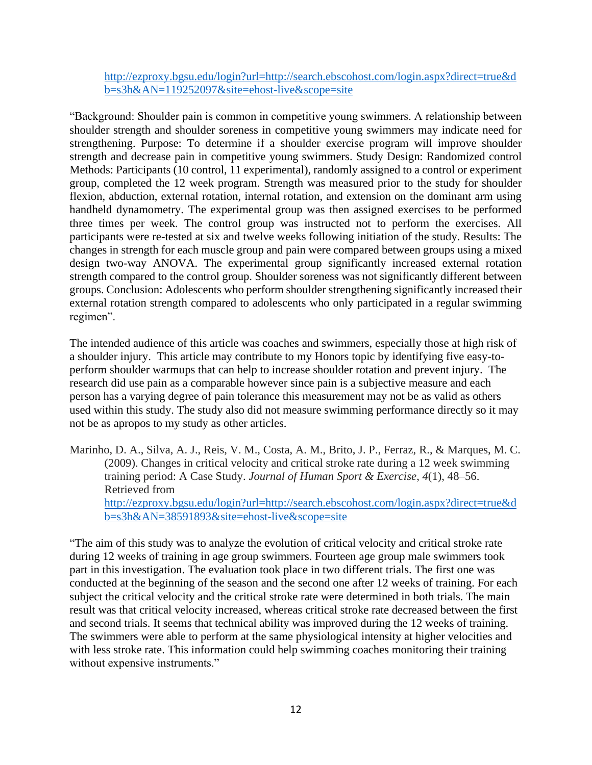http://ezproxy.bgsu.edu/login?url=http://search.ebscohost.com/login.aspx?direct=true&db=s3h&AN=119252097&site=ehost-live&scope=site

"Background: Shoulder pain is common in competitive young swimmers. A relationship between shoulder strength and shoulder soreness in competitive young swimmers may indicate need for strengthening. Purpose: To determine if a shoulder exercise program will improve shoulder strength and decrease pain in competitive young swimmers. Study Design: Randomized control Methods: Participants (10 control, 11 experimental), randomly assigned to a control or experiment group, completed the 12 week program. Strength was measured prior to the study for shoulder flexion, abduction, external rotation, internal rotation, and extension on the dominant arm using handheld dynamometry. The experimental group was then assigned exercises to be performed three times per week. The control group was instructed not to perform the exercises. All participants were re-tested at six and twelve weeks following initiation of the study. Results: The changes in strength for each muscle group and pain were compared between groups using a mixed design two-way ANOVA. The experimental group significantly increased external rotation strength compared to the control group. Shoulder soreness was not significantly different between groups. Conclusion: Adolescents who perform shoulder strengthening significantly increased their external rotation strength compared to adolescents who only participated in a regular swimming regimen".

The intended audience of this article was coaches and swimmers, especially those at high risk of a shoulder injury. This article may contribute to my Honors topic by identifying five easy-to-perform shoulder warmups that can help to increase shoulder rotation and prevent injury. The research did use pain as a comparable however since pain is a subjective measure and each person has a varying degree of pain tolerance this measurement may not be as valid as others used within this study. The study also did not measure swimming performance directly so it may not be as apropos to my study as other articles.

Marinho, D. A., Silva, A. J., Reis, V. M., Costa, A. M., Brito, J. P., Ferraz, R., & Marques, M. C. (2009). Changes in critical velocity and critical stroke rate during a 12 week swimming training period: A Case Study. *Journal of Human Sport & Exercise*, *4*(1), 48–56. Retrieved from http://ezproxy.bgsu.edu/login?url=http://search.ebscohost.com/login.aspx?direct=true&db=s3h&AN=38591893&site=ehost-live&scope=site

"The aim of this study was to analyze the evolution of critical velocity and critical stroke rate during 12 weeks of training in age group swimmers. Fourteen age group male swimmers took part in this investigation. The evaluation took place in two different trials. The first one was conducted at the beginning of the season and the second one after 12 weeks of training. For each subject the critical velocity and the critical stroke rate were determined in both trials. The main result was that critical velocity increased, whereas critical stroke rate decreased between the first and second trials. It seems that technical ability was improved during the 12 weeks of training. The swimmers were able to perform at the same physiological intensity at higher velocities and with less stroke rate. This information could help swimming coaches monitoring their training without expensive instruments."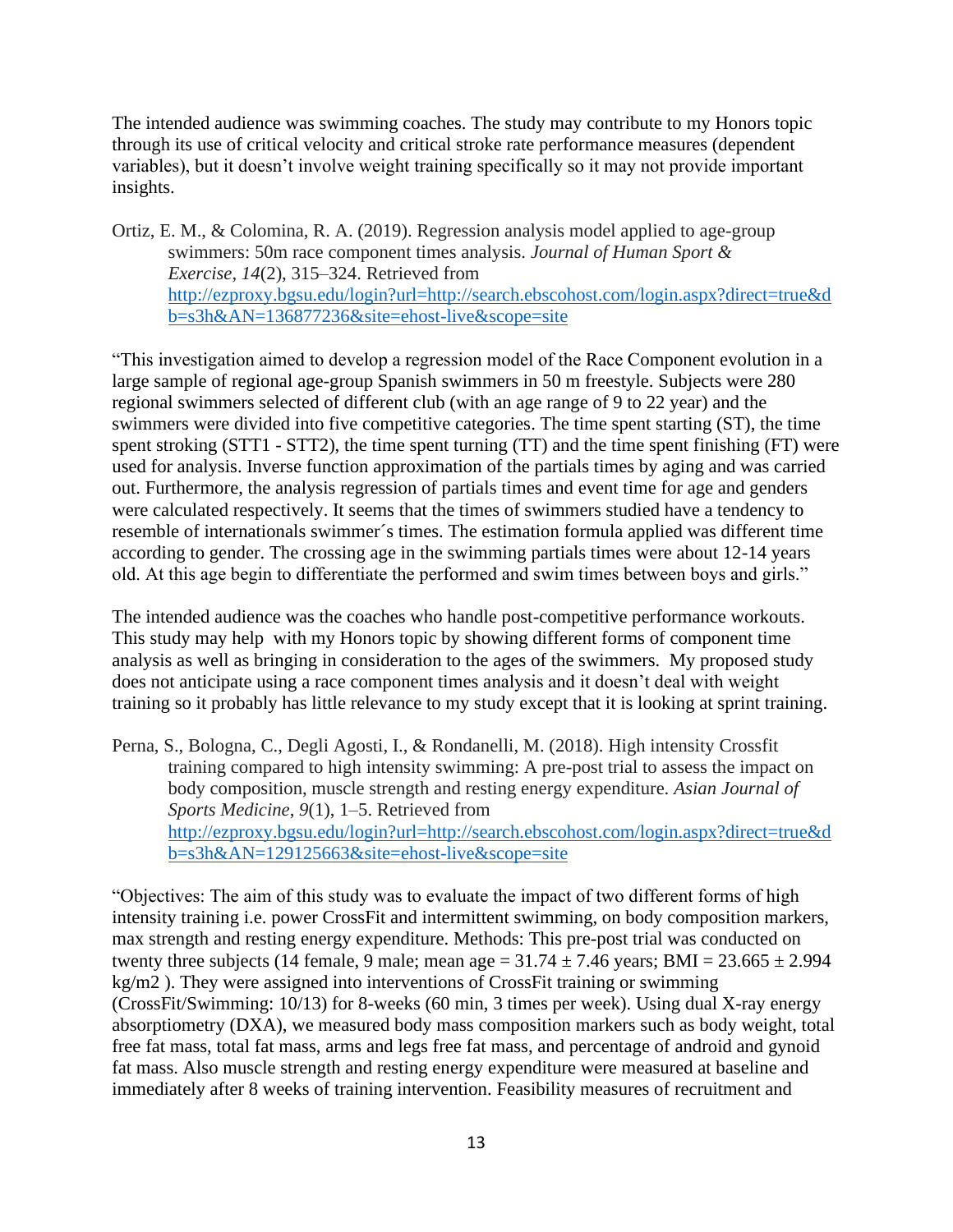The intended audience was swimming coaches. The study may contribute to my Honors topic through its use of critical velocity and critical stroke rate performance measures (dependent variables), but it doesn't involve weight training specifically so it may not provide important insights.

Ortiz, E. M., & Colomina, R. A. (2019). Regression analysis model applied to age-group swimmers: 50m race component times analysis. *Journal of Human Sport & Exercise*, *14*(2), 315–324. Retrieved from http://ezproxy.bgsu.edu/login?url=http://search.ebscohost.com/login.aspx?direct=true&db=s3h&AN=136877236&site=ehost-live&scope=site

"This investigation aimed to develop a regression model of the Race Component evolution in a large sample of regional age-group Spanish swimmers in 50 m freestyle. Subjects were 280 regional swimmers selected of different club (with an age range of 9 to 22 year) and the swimmers were divided into five competitive categories. The time spent starting (ST), the time spent stroking (STT1 - STT2), the time spent turning (TT) and the time spent finishing (FT) were used for analysis. Inverse function approximation of the partials times by aging and was carried out. Furthermore, the analysis regression of partials times and event time for age and genders were calculated respectively. It seems that the times of swimmers studied have a tendency to resemble of internationals swimmer´s times. The estimation formula applied was different time according to gender. The crossing age in the swimming partials times were about 12-14 years old. At this age begin to differentiate the performed and swim times between boys and girls."

The intended audience was the coaches who handle post-competitive performance workouts. This study may help with my Honors topic by showing different forms of component time analysis as well as bringing in consideration to the ages of the swimmers. My proposed study does not anticipate using a race component times analysis and it doesn't deal with weight training so it probably has little relevance to my study except that it is looking at sprint training.

Perna, S., Bologna, C., Degli Agosti, I., & Rondanelli, M. (2018). High intensity Crossfit training compared to high intensity swimming: A pre-post trial to assess the impact on body composition, muscle strength and resting energy expenditure. *Asian Journal of Sports Medicine*, *9*(1), 1–5. Retrieved from http://ezproxy.bgsu.edu/login?url=http://search.ebscohost.com/login.aspx?direct=true&db=s3h&AN=129125663&site=ehost-live&scope=site

"Objectives: The aim of this study was to evaluate the impact of two different forms of high intensity training i.e. power CrossFit and intermittent swimming, on body composition markers, max strength and resting energy expenditure. Methods: This pre-post trial was conducted on twenty three subjects (14 female, 9 male; mean age = 31.74 ± 7.46 years; BMI = 23.665 ± 2.994 kg/m2 ). They were assigned into interventions of CrossFit training or swimming (CrossFit/Swimming: 10/13) for 8-weeks (60 min, 3 times per week). Using dual X-ray energy absorptiometry (DXA), we measured body mass composition markers such as body weight, total free fat mass, total fat mass, arms and legs free fat mass, and percentage of android and gynoid fat mass. Also muscle strength and resting energy expenditure were measured at baseline and immediately after 8 weeks of training intervention. Feasibility measures of recruitment and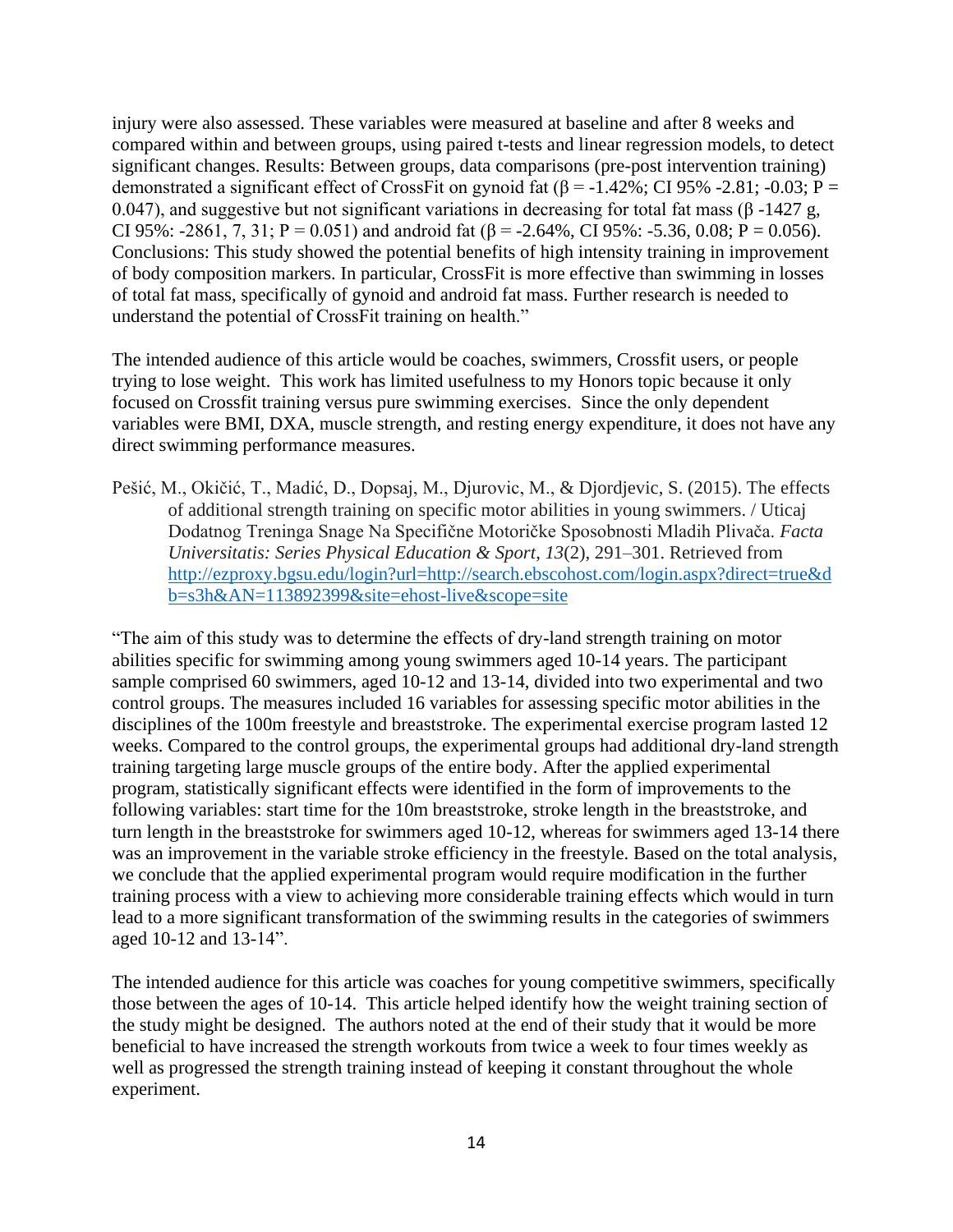injury were also assessed. These variables were measured at baseline and after 8 weeks and compared within and between groups, using paired t-tests and linear regression models, to detect significant changes. Results: Between groups, data comparisons (pre-post intervention training) demonstrated a significant effect of CrossFit on gynoid fat ($\beta = -1.42\%$; CI 95% -2.81; -0.03; $P = 0.047$), and suggestive but not significant variations in decreasing for total fat mass ($\beta$ -1427 g, CI 95%: -2861, 7, 31; $P = 0.051$) and android fat ($\beta = -2.64\%$, CI 95%: -5.36, 0.08; $P = 0.056$). Conclusions: This study showed the potential benefits of high intensity training in improvement of body composition markers. In particular, CrossFit is more effective than swimming in losses of total fat mass, specifically of gynoid and android fat mass. Further research is needed to understand the potential of CrossFit training on health."

The intended audience of this article would be coaches, swimmers, Crossfit users, or people trying to lose weight. This work has limited usefulness to my Honors topic because it only focused on Crossfit training versus pure swimming exercises. Since the only dependent variables were BMI, DXA, muscle strength, and resting energy expenditure, it does not have any direct swimming performance measures.

Pešić, M., Okičić, T., Madić, D., Dopsaj, M., Djurovic, M., & Djordjevic, S. (2015). The effects of additional strength training on specific motor abilities in young swimmers. / Uticaj Dodatnog Treninga Snage Na Specifične Motoričke Sposobnosti Mladih Plivača. *Facta Universitatis: Series Physical Education & Sport*, *13*(2), 291–301. Retrieved from http://ezproxy.bgsu.edu/login?url=http://search.ebscohost.com/login.aspx?direct=true&db=s3h&AN=113892399&site=ehost-live&scope=site

"The aim of this study was to determine the effects of dry-land strength training on motor abilities specific for swimming among young swimmers aged 10-14 years. The participant sample comprised 60 swimmers, aged 10-12 and 13-14, divided into two experimental and two control groups. The measures included 16 variables for assessing specific motor abilities in the disciplines of the 100m freestyle and breaststroke. The experimental exercise program lasted 12 weeks. Compared to the control groups, the experimental groups had additional dry-land strength training targeting large muscle groups of the entire body. After the applied experimental program, statistically significant effects were identified in the form of improvements to the following variables: start time for the 10m breaststroke, stroke length in the breaststroke, and turn length in the breaststroke for swimmers aged 10-12, whereas for swimmers aged 13-14 there was an improvement in the variable stroke efficiency in the freestyle. Based on the total analysis, we conclude that the applied experimental program would require modification in the further training process with a view to achieving more considerable training effects which would in turn lead to a more significant transformation of the swimming results in the categories of swimmers aged 10-12 and 13-14".

The intended audience for this article was coaches for young competitive swimmers, specifically those between the ages of 10-14. This article helped identify how the weight training section of the study might be designed. The authors noted at the end of their study that it would be more beneficial to have increased the strength workouts from twice a week to four times weekly as well as progressed the strength training instead of keeping it constant throughout the whole experiment.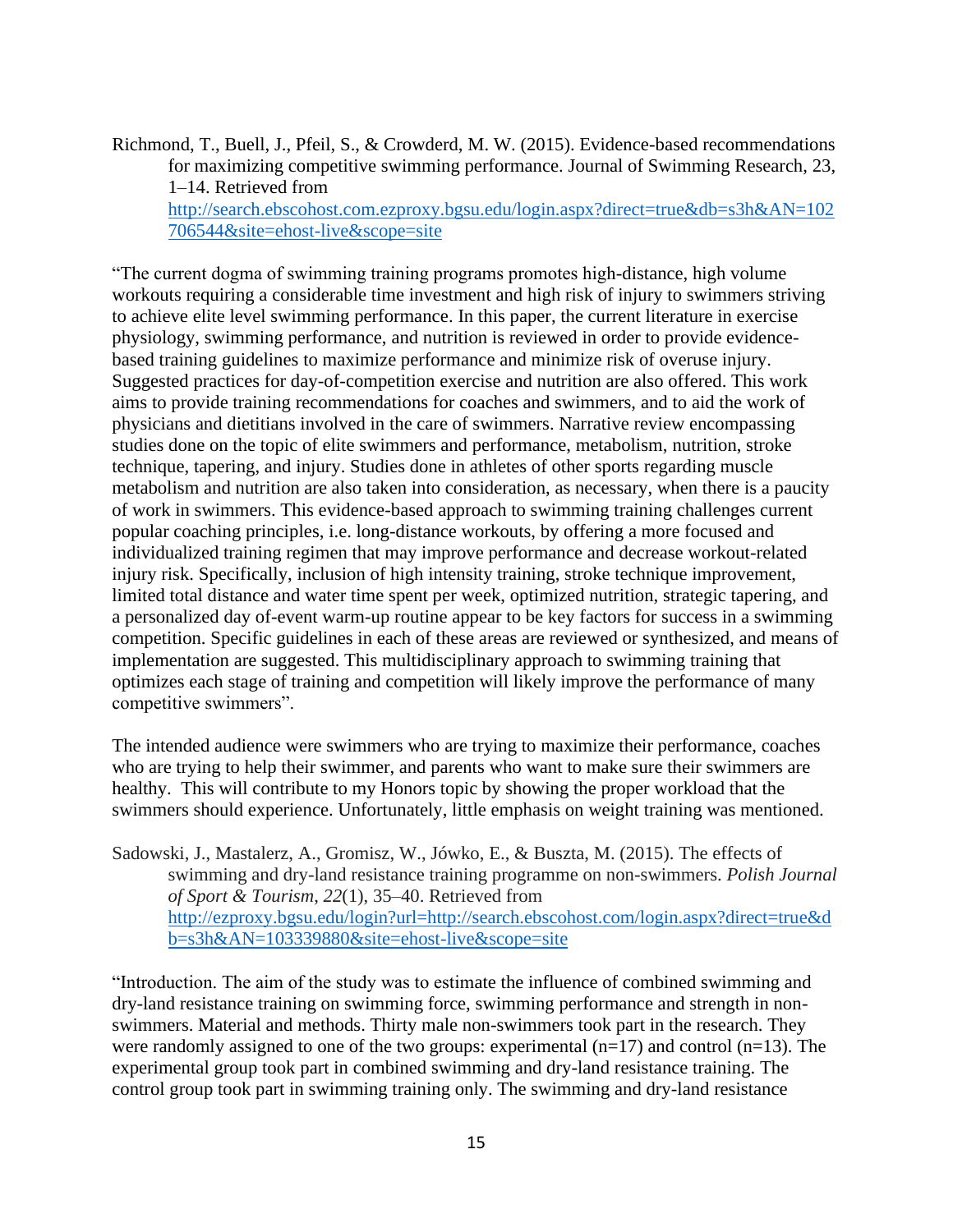Richmond, T., Buell, J., Pfeil, S., & Crowderd, M. W. (2015). Evidence-based recommendations for maximizing competitive swimming performance. Journal of Swimming Research, 23, 1–14. Retrieved from [http://search.ebscohost.com.ezproxy.bgsu.edu/login.aspx?direct=true&db=s3h&AN=102706544&site=ehost-live&scope=site](http://search.ebscohost.com.ezproxy.bgsu.edu/login.aspx?direct=true&db=s3h&AN=102706544&site=ehost-live&scope=site)

"The current dogma of swimming training programs promotes high-distance, high volume workouts requiring a considerable time investment and high risk of injury to swimmers striving to achieve elite level swimming performance. In this paper, the current literature in exercise physiology, swimming performance, and nutrition is reviewed in order to provide evidence-based training guidelines to maximize performance and minimize risk of overuse injury. Suggested practices for day-of-competition exercise and nutrition are also offered. This work aims to provide training recommendations for coaches and swimmers, and to aid the work of physicians and dietitians involved in the care of swimmers. Narrative review encompassing studies done on the topic of elite swimmers and performance, metabolism, nutrition, stroke technique, tapering, and injury. Studies done in athletes of other sports regarding muscle metabolism and nutrition are also taken into consideration, as necessary, when there is a paucity of work in swimmers. This evidence-based approach to swimming training challenges current popular coaching principles, i.e. long-distance workouts, by offering a more focused and individualized training regimen that may improve performance and decrease workout-related injury risk. Specifically, inclusion of high intensity training, stroke technique improvement, limited total distance and water time spent per week, optimized nutrition, strategic tapering, and a personalized day of-event warm-up routine appear to be key factors for success in a swimming competition. Specific guidelines in each of these areas are reviewed or synthesized, and means of implementation are suggested. This multidisciplinary approach to swimming training that optimizes each stage of training and competition will likely improve the performance of many competitive swimmers".

The intended audience were swimmers who are trying to maximize their performance, coaches who are trying to help their swimmer, and parents who want to make sure their swimmers are healthy. This will contribute to my Honors topic by showing the proper workload that the swimmers should experience. Unfortunately, little emphasis on weight training was mentioned.

Sadowski, J., Mastalerz, A., Gromisz, W., Jówko, E., & Buszta, M. (2015). The effects of swimming and dry-land resistance training programme on non-swimmers. *Polish Journal of Sport & Tourism*, *22*(1), 35–40. Retrieved from [http://ezproxy.bgsu.edu/login?url=http://search.ebscohost.com/login.aspx?direct=true&db=s3h&AN=103339880&site=ehost-live&scope=site](http://ezproxy.bgsu.edu/login?url=http://search.ebscohost.com/login.aspx?direct=true&db=s3h&AN=103339880&site=ehost-live&scope=site)

"Introduction. The aim of the study was to estimate the influence of combined swimming and dry-land resistance training on swimming force, swimming performance and strength in non-swimmers. Material and methods. Thirty male non-swimmers took part in the research. They were randomly assigned to one of the two groups: experimental (n=17) and control (n=13). The experimental group took part in combined swimming and dry-land resistance training. The control group took part in swimming training only. The swimming and dry-land resistance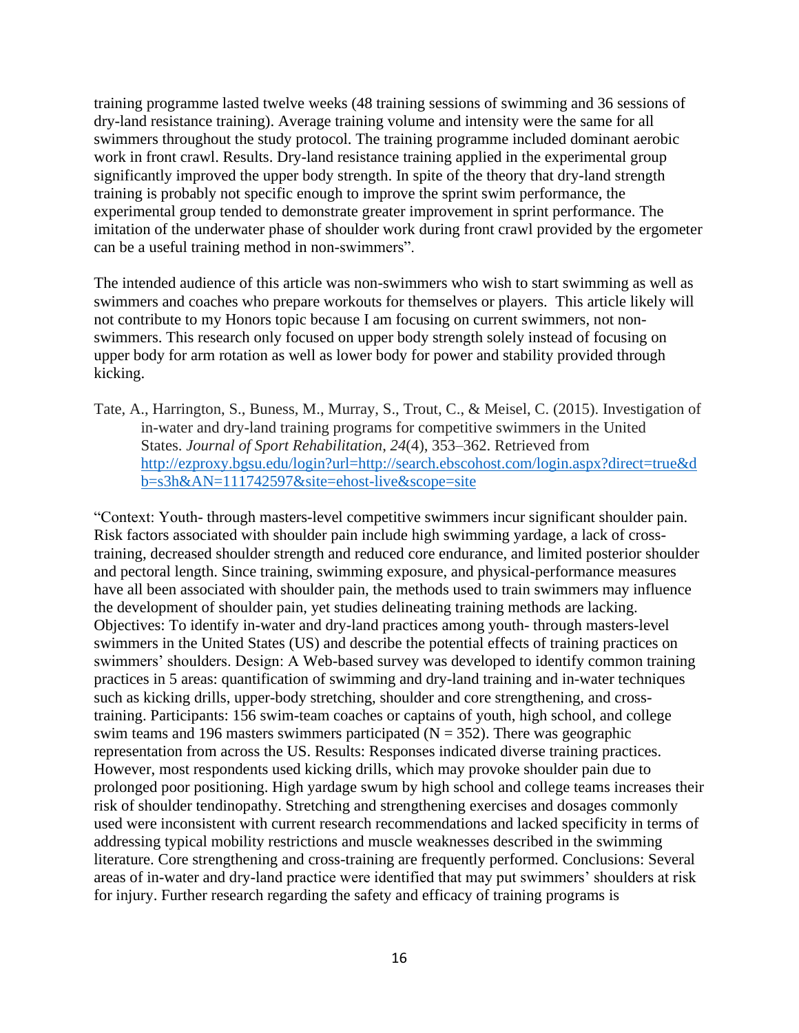training programme lasted twelve weeks (48 training sessions of swimming and 36 sessions of dry-land resistance training). Average training volume and intensity were the same for all swimmers throughout the study protocol. The training programme included dominant aerobic work in front crawl. Results. Dry-land resistance training applied in the experimental group significantly improved the upper body strength. In spite of the theory that dry-land strength training is probably not specific enough to improve the sprint swim performance, the experimental group tended to demonstrate greater improvement in sprint performance. The imitation of the underwater phase of shoulder work during front crawl provided by the ergometer can be a useful training method in non-swimmers".

The intended audience of this article was non-swimmers who wish to start swimming as well as swimmers and coaches who prepare workouts for themselves or players. This article likely will not contribute to my Honors topic because I am focusing on current swimmers, not non-swimmers. This research only focused on upper body strength solely instead of focusing on upper body for arm rotation as well as lower body for power and stability provided through kicking.

Tate, A., Harrington, S., Buness, M., Murray, S., Trout, C., & Meisel, C. (2015). Investigation of in-water and dry-land training programs for competitive swimmers in the United States. *Journal of Sport Rehabilitation*, *24*(4), 353–362. Retrieved from http://ezproxy.bgsu.edu/login?url=http://search.ebscohost.com/login.aspx?direct=true&db=s3h&AN=111742597&site=ehost-live&scope=site

"Context: Youth- through masters-level competitive swimmers incur significant shoulder pain. Risk factors associated with shoulder pain include high swimming yardage, a lack of cross-training, decreased shoulder strength and reduced core endurance, and limited posterior shoulder and pectoral length. Since training, swimming exposure, and physical-performance measures have all been associated with shoulder pain, the methods used to train swimmers may influence the development of shoulder pain, yet studies delineating training methods are lacking. Objectives: To identify in-water and dry-land practices among youth- through masters-level swimmers in the United States (US) and describe the potential effects of training practices on swimmers' shoulders. Design: A Web-based survey was developed to identify common training practices in 5 areas: quantification of swimming and dry-land training and in-water techniques such as kicking drills, upper-body stretching, shoulder and core strengthening, and cross-training. Participants: 156 swim-team coaches or captains of youth, high school, and college swim teams and 196 masters swimmers participated (N = 352). There was geographic representation from across the US. Results: Responses indicated diverse training practices. However, most respondents used kicking drills, which may provoke shoulder pain due to prolonged poor positioning. High yardage swum by high school and college teams increases their risk of shoulder tendinopathy. Stretching and strengthening exercises and dosages commonly used were inconsistent with current research recommendations and lacked specificity in terms of addressing typical mobility restrictions and muscle weaknesses described in the swimming literature. Core strengthening and cross-training are frequently performed. Conclusions: Several areas of in-water and dry-land practice were identified that may put swimmers' shoulders at risk for injury. Further research regarding the safety and efficacy of training programs is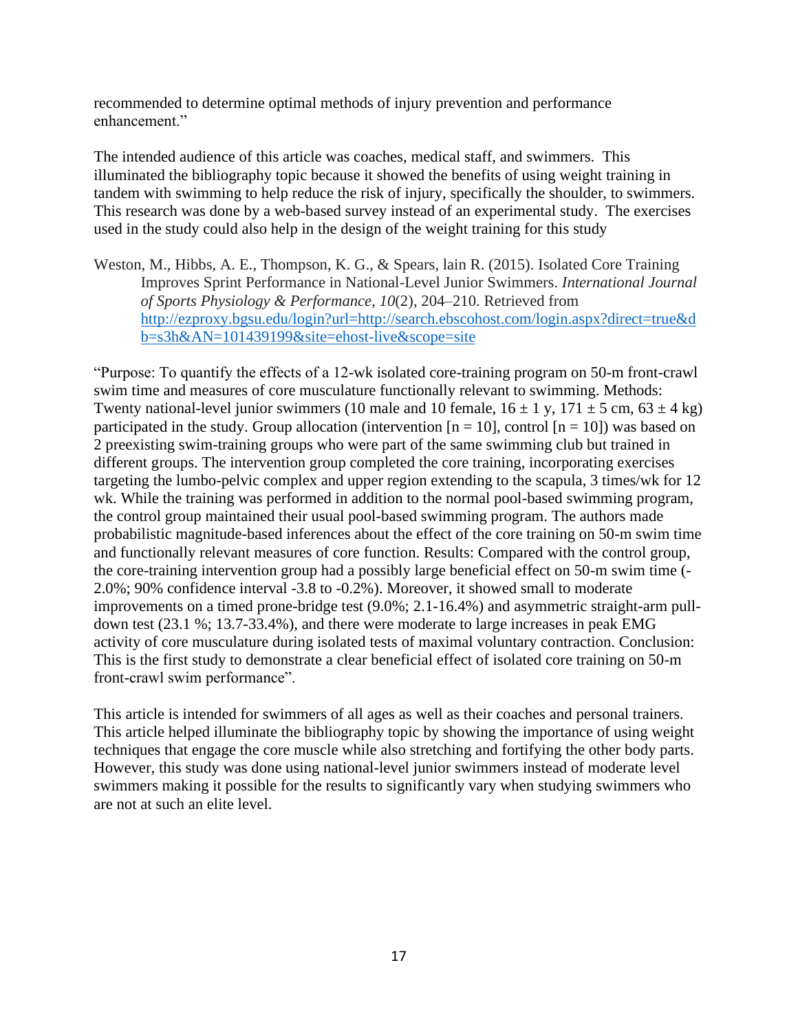recommended to determine optimal methods of injury prevention and performance enhancement."

The intended audience of this article was coaches, medical staff, and swimmers. This illuminated the bibliography topic because it showed the benefits of using weight training in tandem with swimming to help reduce the risk of injury, specifically the shoulder, to swimmers. This research was done by a web-based survey instead of an experimental study. The exercises used in the study could also help in the design of the weight training for this study

Weston, M., Hibbs, A. E., Thompson, K. G., & Spears, lain R. (2015). Isolated Core Training Improves Sprint Performance in National-Level Junior Swimmers. *International Journal of Sports Physiology & Performance*, *10*(2), 204–210. Retrieved from [http://ezproxy.bgsu.edu/login?url=http://search.ebscohost.com/login.aspx?direct=true&db=s3h&AN=101439199&site=ehost-live&scope=site](http://ezproxy.bgsu.edu/login?url=http://search.ebscohost.com/login.aspx?direct=true&db=s3h&AN=101439199&site=ehost-live&scope=site)

"Purpose: To quantify the effects of a 12-wk isolated core-training program on 50-m front-crawl swim time and measures of core musculature functionally relevant to swimming. Methods: Twenty national-level junior swimmers (10 male and 10 female, $16 \pm 1$ y, $171 \pm 5$ cm, $63 \pm 4$ kg) participated in the study. Group allocation (intervention [n = 10], control [n = 10]) was based on 2 preexisting swim-training groups who were part of the same swimming club but trained in different groups. The intervention group completed the core training, incorporating exercises targeting the lumbo-pelvic complex and upper region extending to the scapula, 3 times/wk for 12 wk. While the training was performed in addition to the normal pool-based swimming program, the control group maintained their usual pool-based swimming program. The authors made probabilistic magnitude-based inferences about the effect of the core training on 50-m swim time and functionally relevant measures of core function. Results: Compared with the control group, the core-training intervention group had a possibly large beneficial effect on 50-m swim time (-2.0%; 90% confidence interval -3.8 to -0.2%). Moreover, it showed small to moderate improvements on a timed prone-bridge test (9.0%; 2.1-16.4%) and asymmetric straight-arm pull-down test (23.1 %; 13.7-33.4%), and there were moderate to large increases in peak EMG activity of core musculature during isolated tests of maximal voluntary contraction. Conclusion: This is the first study to demonstrate a clear beneficial effect of isolated core training on 50-m front-crawl swim performance".

This article is intended for swimmers of all ages as well as their coaches and personal trainers. This article helped illuminate the bibliography topic by showing the importance of using weight techniques that engage the core muscle while also stretching and fortifying the other body parts. However, this study was done using national-level junior swimmers instead of moderate level swimmers making it possible for the results to significantly vary when studying swimmers who are not at such an elite level.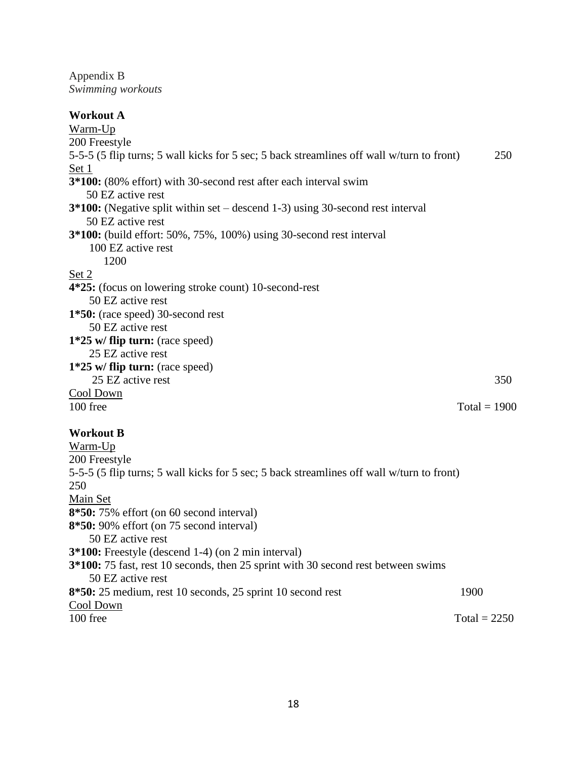Appendix B
*Swimming workouts*

**Workout A**

Warm-Up

200 Freestyle

5-5-5 (5 flip turns; 5 wall kicks for 5 sec; 5 back streamlines off wall w/turn to front) 250

Set 1

**3*100:** (80% effort) with 30-second rest after each interval swim
    50 EZ active rest

**3*100:** (Negative split within set – descend 1-3) using 30-second rest interval
    50 EZ active rest

**3*100:** (build effort: 50%, 75%, 100%) using 30-second rest interval
    100 EZ active rest
        1200

Set 2

**4*25:** (focus on lowering stroke count) 10-second-rest
    50 EZ active rest

**1*50:** (race speed) 30-second rest
    50 EZ active rest

**1*25 w/ flip turn:** (race speed)
    25 EZ active rest

**1*25 w/ flip turn:** (race speed)
    25 EZ active rest 350

Cool Down

100 free Total = 1900

**Workout B**

Warm-Up

200 Freestyle

5-5-5 (5 flip turns; 5 wall kicks for 5 sec; 5 back streamlines off wall w/turn to front)
250

Main Set

**8*50:** 75% effort (on 60 second interval)

**8*50:** 90% effort (on 75 second interval)
    50 EZ active rest

**3*100:** Freestyle (descend 1-4) (on 2 min interval)

**3*100:** 75 fast, rest 10 seconds, then 25 sprint with 30 second rest between swims
    50 EZ active rest

**8*50:** 25 medium, rest 10 seconds, 25 sprint 10 second rest 1900

Cool Down

100 free Total = 2250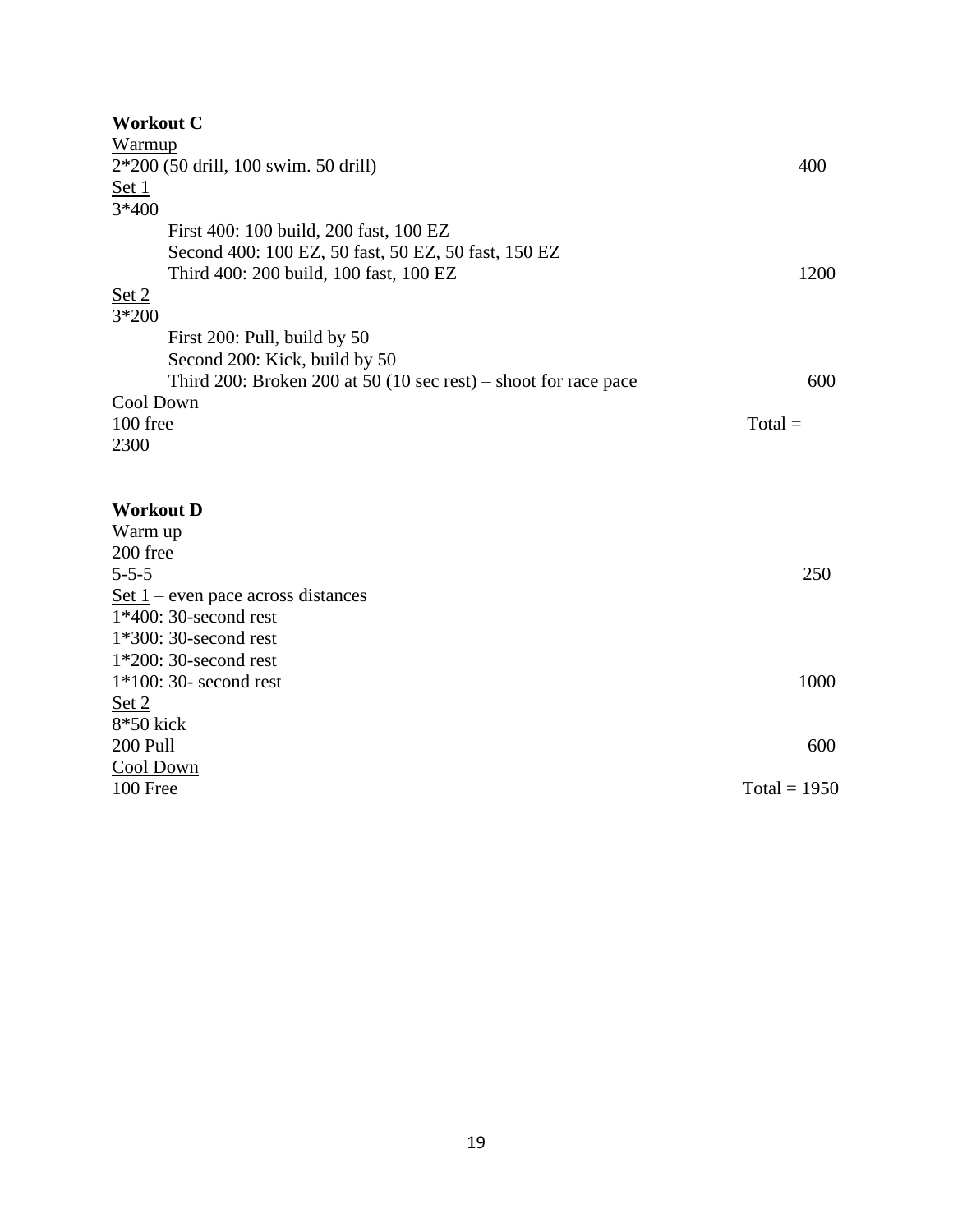**Workout C**

<u>Warmup</u>

2*200 (50 drill, 100 swim. 50 drill) 400

<u>Set 1</u>

3*400

- First 400: 100 build, 200 fast, 100 EZ
- Second 400: 100 EZ, 50 fast, 50 EZ, 50 fast, 150 EZ
- Third 400: 200 build, 100 fast, 100 EZ 1200

<u>Set 2</u>

3*200

- First 200: Pull, build by 50
- Second 200: Kick, build by 50
- Third 200: Broken 200 at 50 (10 sec rest) – shoot for race pace 600

<u>Cool Down</u>

100 free Total =
2300

**Workout D**

<u>Warm up</u>

200 free

5-5-5 250

<u>Set 1</u> – even pace across distances

1*400: 30-second rest

1*300: 30-second rest

1*200: 30-second rest

1*100: 30- second rest 1000

<u>Set 2</u>

8*50 kick

200 Pull 600

<u>Cool Down</u>

100 Free Total = 1950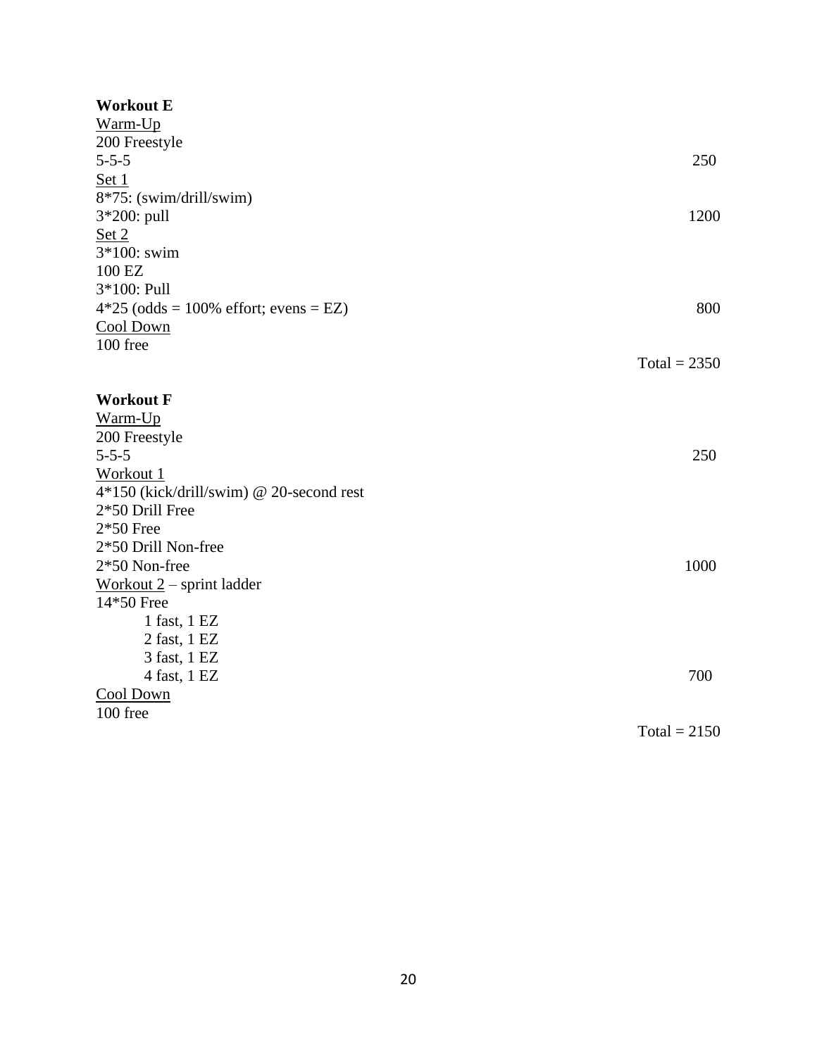**Workout E**

<u>Warm-Up</u>
200 Freestyle
5-5-5 250

<u>Set 1</u>
8*75: (swim/drill/swim)
3*200: pull 1200

<u>Set 2</u>
3*100: swim
100 EZ
3*100: Pull
4*25 (odds = 100% effort; evens = EZ) 800

<u>Cool Down</u>
100 free

Total = 2350

**Workout F**

<u>Warm-Up</u>
200 Freestyle
5-5-5 250

<u>Workout 1</u>
4*150 (kick/drill/swim) @ 20-second rest
2*50 Drill Free
2*50 Free
2*50 Drill Non-free
2*50 Non-free 1000

<u>Workout 2</u> – sprint ladder
14*50 Free

- 1 fast, 1 EZ
- 2 fast, 1 EZ
- 3 fast, 1 EZ
- 4 fast, 1 EZ 700

<u>Cool Down</u>
100 free

Total = 2150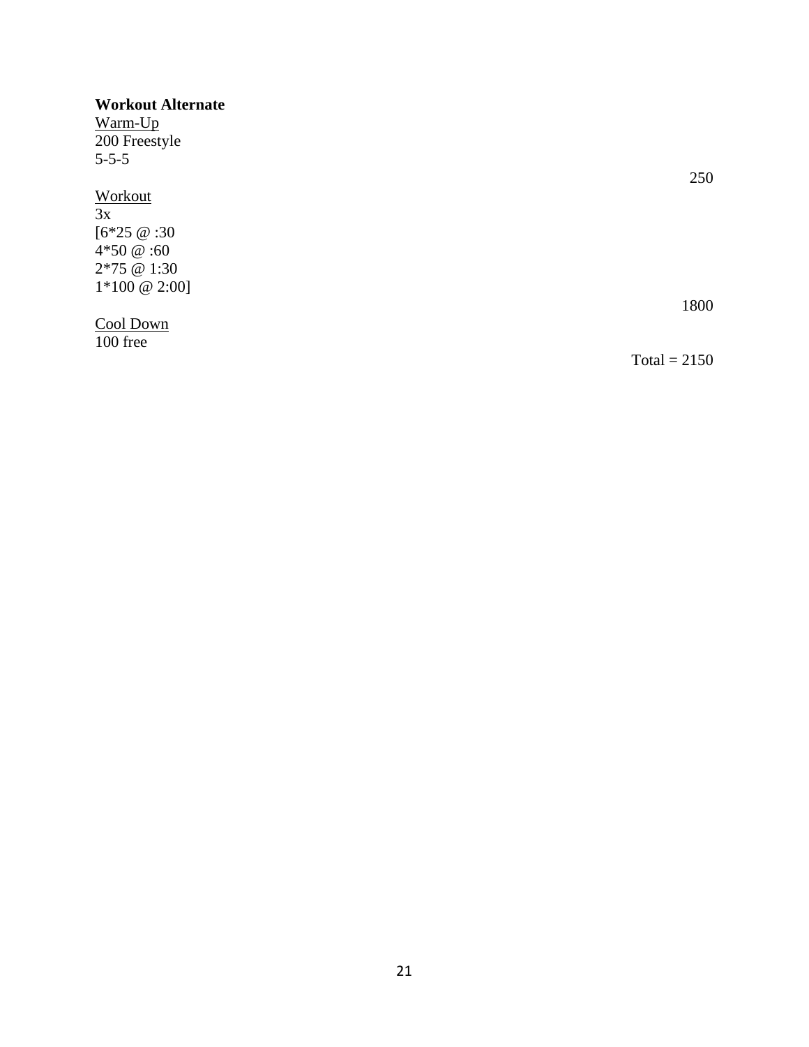**Workout Alternate**

<u>Warm-Up</u>
200 Freestyle
5-5-5

250

<u>Workout</u>
3x
[6*25 @ :30
4*50 @ :60
2*75 @ 1:30
1*100 @ 2:00]

1800

<u>Cool Down</u>
100 free

Total = 2150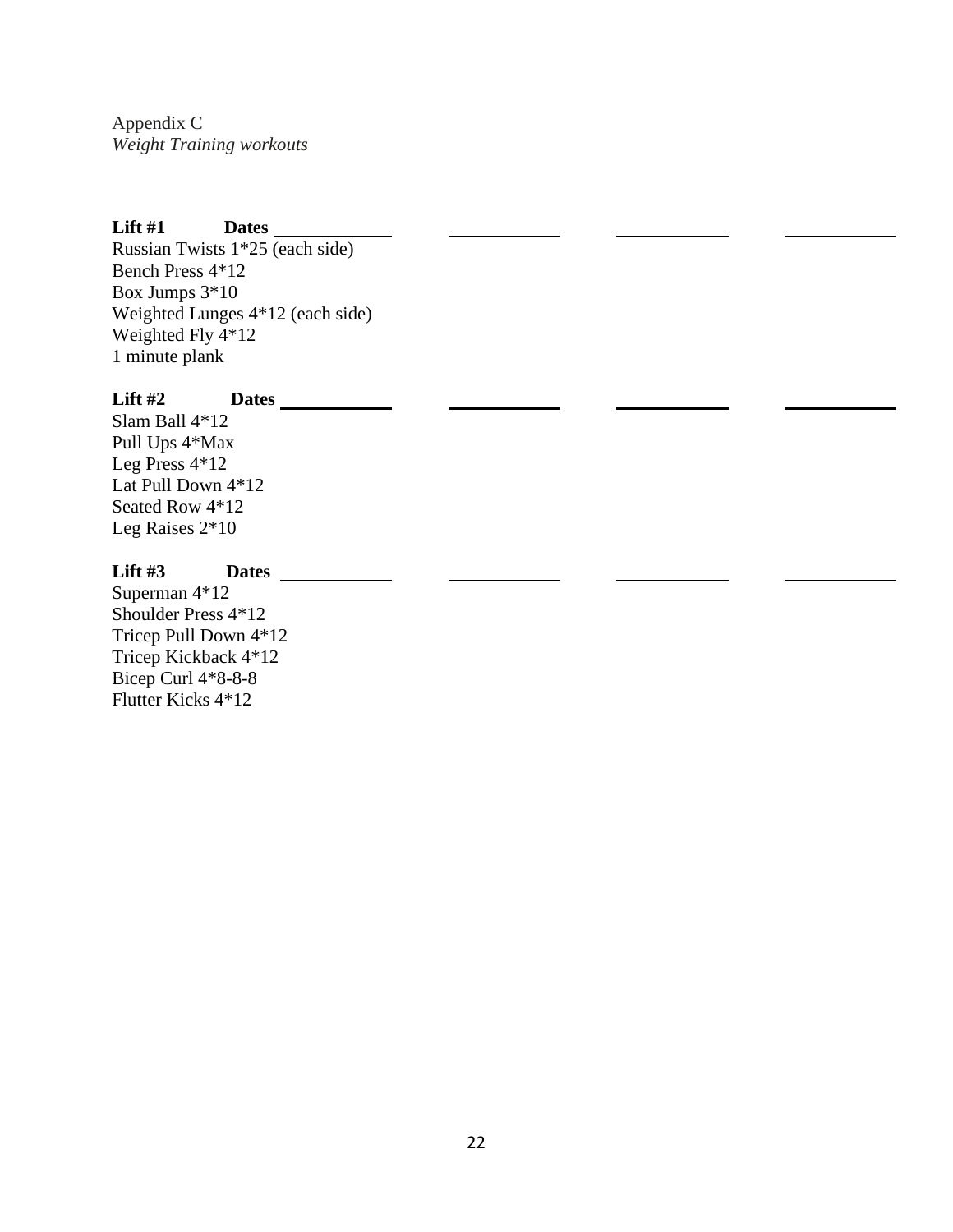Appendix C
*Weight Training workouts*

**Lift #1 Dates** ____________ ____________ ____________ ____________

Russian Twists 1*25 (each side)
Bench Press 4*12
Box Jumps 3*10
Weighted Lunges 4*12 (each side)
Weighted Fly 4*12
1 minute plank

**Lift #2 Dates** ____________ ____________ ____________ ____________

Slam Ball 4*12
Pull Ups 4*Max
Leg Press 4*12
Lat Pull Down 4*12
Seated Row 4*12
Leg Raises 2*10

**Lift #3 Dates** ____________ ____________ ____________ ____________

Superman 4*12
Shoulder Press 4*12
Tricep Pull Down 4*12
Tricep Kickback 4*12
Bicep Curl 4*8-8-8
Flutter Kicks 4*12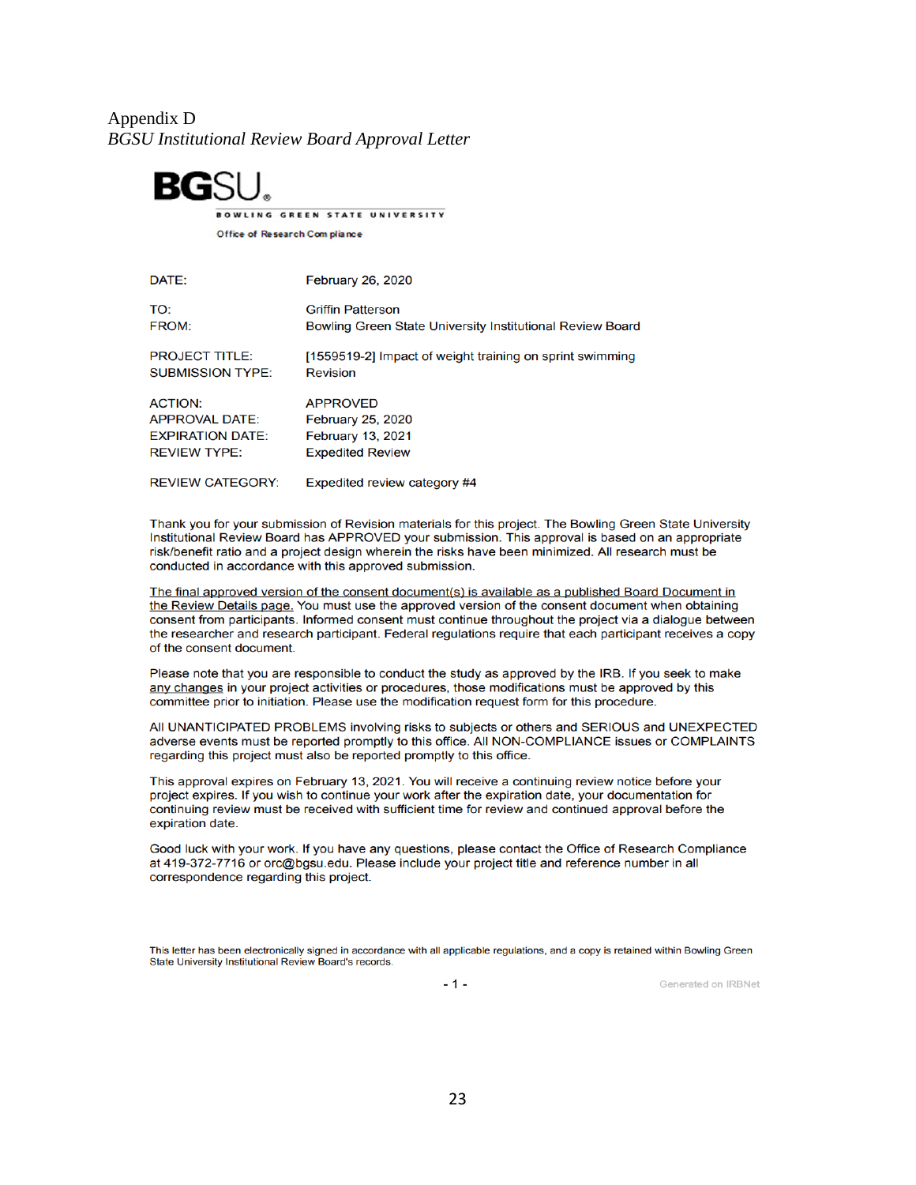Appendix D

*BGSU Institutional Review Board Approval Letter*

**BGSU**

BOWLING GREEN STATE UNIVERSITY

Office of Research Compliance

| | |
|---|---|
| DATE: | February 26, 2020 |
| TO: | Griffin Patterson |
| FROM: | Bowling Green State University Institutional Review Board |
| PROJECT TITLE: | [1559519-2] Impact of weight training on sprint swimming |
| SUBMISSION TYPE: | Revision |
| ACTION: | APPROVED |
| APPROVAL DATE: | February 25, 2020 |
| EXPIRATION DATE: | February 13, 2021 |
| REVIEW TYPE: | Expedited Review |
| REVIEW CATEGORY: | Expedited review category #4 |

Thank you for your submission of Revision materials for this project. The Bowling Green State University Institutional Review Board has APPROVED your submission. This approval is based on an appropriate risk/benefit ratio and a project design wherein the risks have been minimized. All research must be conducted in accordance with this approved submission.

The final approved version of the consent document(s) is available as a published Board Document in the Review Details page. You must use the approved version of the consent document when obtaining consent from participants. Informed consent must continue throughout the project via a dialogue between the researcher and research participant. Federal regulations require that each participant receives a copy of the consent document.

Please note that you are responsible to conduct the study as approved by the IRB. If you seek to make any changes in your project activities or procedures, those modifications must be approved by this committee prior to initiation. Please use the modification request form for this procedure.

All UNANTICIPATED PROBLEMS involving risks to subjects or others and SERIOUS and UNEXPECTED adverse events must be reported promptly to this office. All NON-COMPLIANCE issues or COMPLAINTS regarding this project must also be reported promptly to this office.

This approval expires on February 13, 2021. You will receive a continuing review notice before your project expires. If you wish to continue your work after the expiration date, your documentation for continuing review must be received with sufficient time for review and continued approval before the expiration date.

Good luck with your work. If you have any questions, please contact the Office of Research Compliance at 419-372-7716 or orc@bgsu.edu. Please include your project title and reference number in all correspondence regarding this project.

This letter has been electronically signed in accordance with all applicable regulations, and a copy is retained within Bowling Green State University Institutional Review Board's records.

Generated on IRBNet